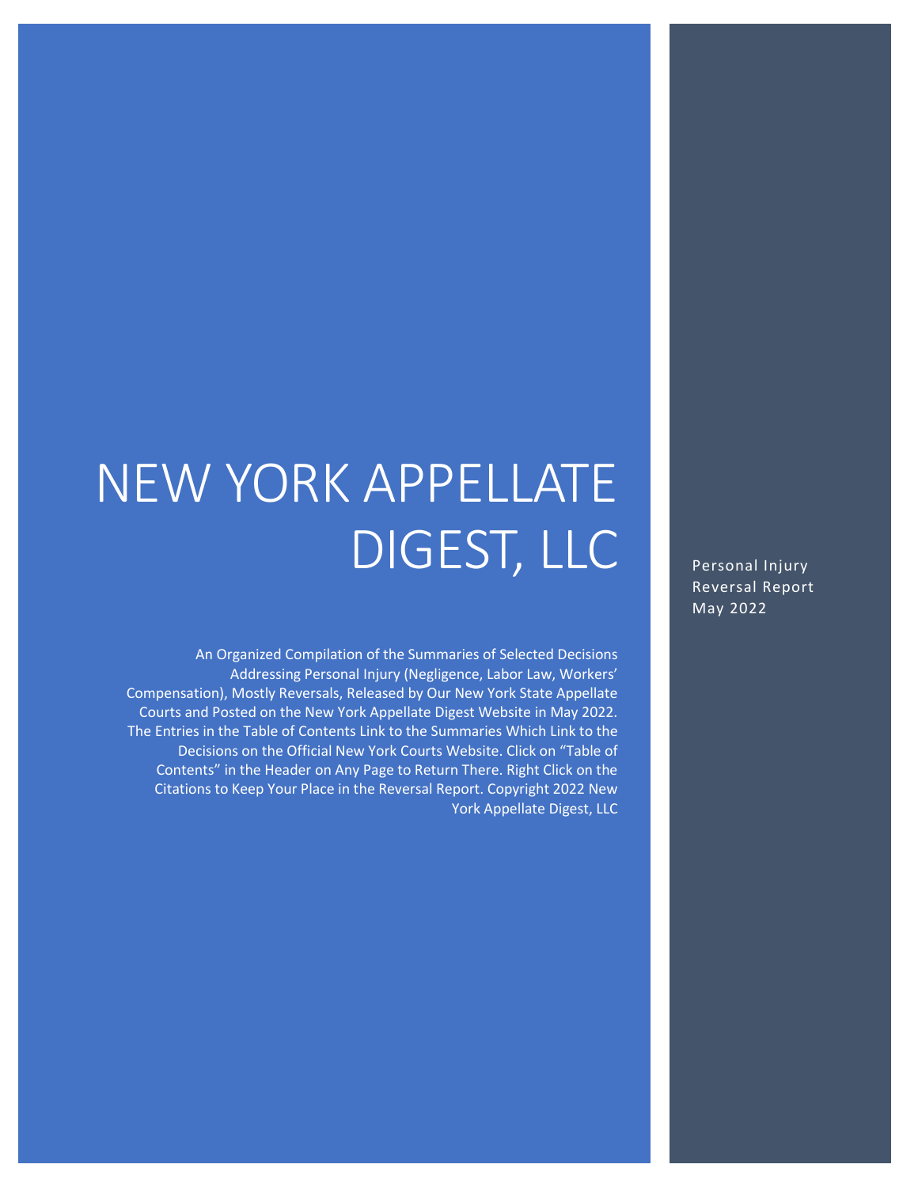# NEW YORK APPELLATE DIGEST, LLC

Personal Injury Reversal Report May 2022

An Organized Compilation of the Summaries of Selected Decisions Addressing Personal Injury (Negligence, Labor Law, Workers' Compensation), Mostly Reversals, Released by Our New York State Appellate Courts and Posted on the New York Appellate Digest Website in May 2022. The Entries in the Table of Contents Link to the Summaries Which Link to the Decisions on the Official New York Courts Website. Click on "Table of Contents" in the Header on Any Page to Return There. Right Click on the Citations to Keep Your Place in the Reversal Report. Copyright 2022 New York Appellate Digest, LLC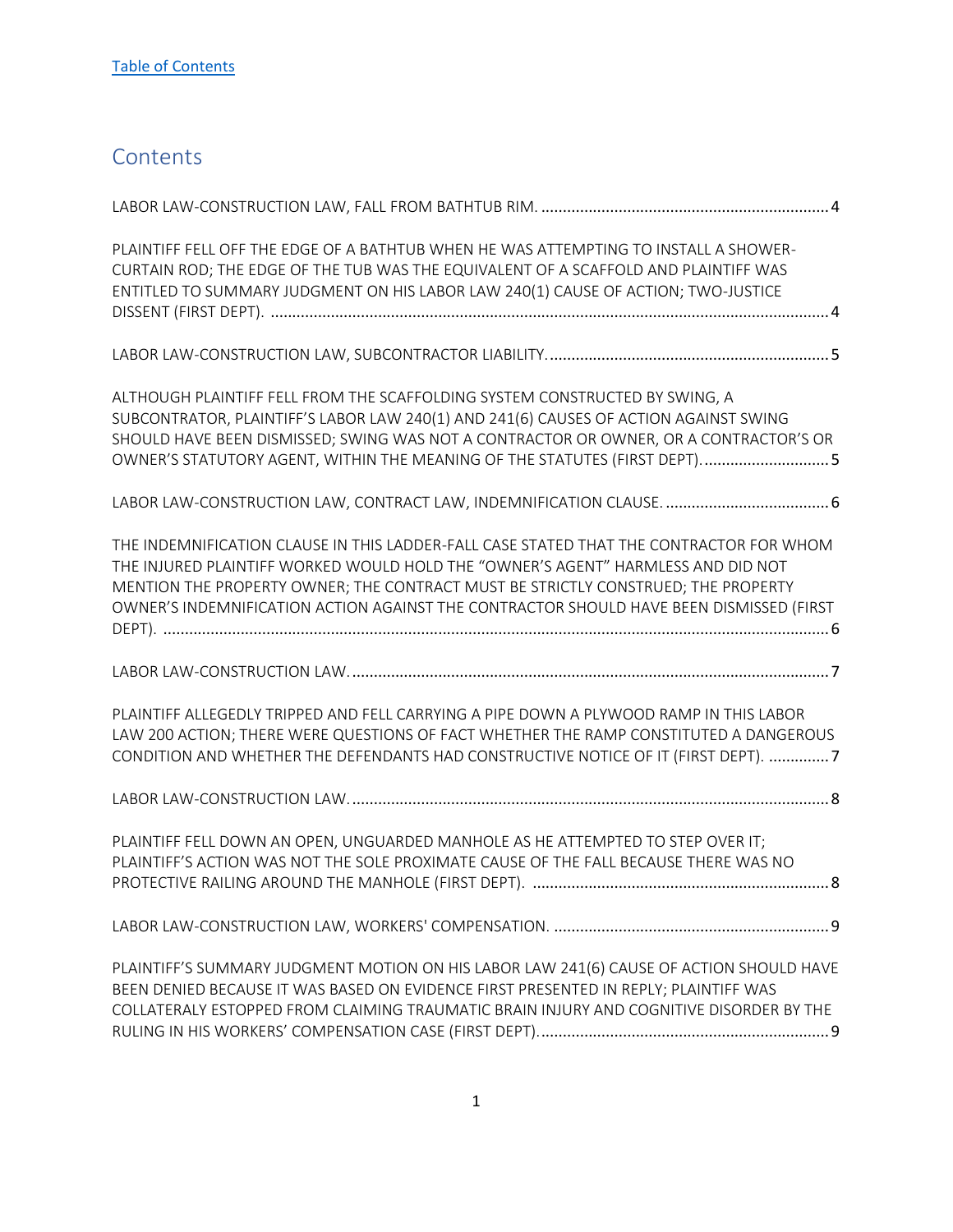[Table of Contents](#)

# Contents

LABOR LAW-CONSTRUCTION LAW, FALL FROM BATHTUB RIM. .................................................................. 4

PLAINTIFF FELL OFF THE EDGE OF A BATHTUB WHEN HE WAS ATTEMPTING TO INSTALL A SHOWER-CURTAIN ROD; THE EDGE OF THE TUB WAS THE EQUIVALENT OF A SCAFFOLD AND PLAINTIFF WAS ENTITLED TO SUMMARY JUDGMENT ON HIS LABOR LAW 240(1) CAUSE OF ACTION; TWO-JUSTICE DISSENT (FIRST DEPT). ................................................................................................................................ 4

LABOR LAW-CONSTRUCTION LAW, SUBCONTRACTOR LIABILITY. ................................................................ 5

ALTHOUGH PLAINTIFF FELL FROM THE SCAFFOLDING SYSTEM CONSTRUCTED BY SWING, A SUBCONTRATOR, PLAINTIFF'S LABOR LAW 240(1) AND 241(6) CAUSES OF ACTION AGAINST SWING SHOULD HAVE BEEN DISMISSED; SWING WAS NOT A CONTRACTOR OR OWNER, OR A CONTRACTOR'S OR OWNER'S STATUTORY AGENT, WITHIN THE MEANING OF THE STATUTES (FIRST DEPT). ............................ 5

LABOR LAW-CONSTRUCTION LAW, CONTRACT LAW, INDEMNIFICATION CLAUSE. ...................................... 6

THE INDEMNIFICATION CLAUSE IN THIS LADDER-FALL CASE STATED THAT THE CONTRACTOR FOR WHOM THE INJURED PLAINTIFF WORKED WOULD HOLD THE "OWNER'S AGENT" HARMLESS AND DID NOT MENTION THE PROPERTY OWNER; THE CONTRACT MUST BE STRICTLY CONSTRUED; THE PROPERTY OWNER'S INDEMNIFICATION ACTION AGAINST THE CONTRACTOR SHOULD HAVE BEEN DISMISSED (FIRST DEPT). ......................................................................................................................................... 6

LABOR LAW-CONSTRUCTION LAW. ............................................................................................................ 7

PLAINTIFF ALLEGEDLY TRIPPED AND FELL CARRYING A PIPE DOWN A PLYWOOD RAMP IN THIS LABOR LAW 200 ACTION; THERE WERE QUESTIONS OF FACT WHETHER THE RAMP CONSTITUTED A DANGEROUS CONDITION AND WHETHER THE DEFENDANTS HAD CONSTRUCTIVE NOTICE OF IT (FIRST DEPT). .............. 7

LABOR LAW-CONSTRUCTION LAW. ............................................................................................................ 8

PLAINTIFF FELL DOWN AN OPEN, UNGUARDED MANHOLE AS HE ATTEMPTED TO STEP OVER IT; PLAINTIFF'S ACTION WAS NOT THE SOLE PROXIMATE CAUSE OF THE FALL BECAUSE THERE WAS NO PROTECTIVE RAILING AROUND THE MANHOLE (FIRST DEPT). ..................................................................... 8

LABOR LAW-CONSTRUCTION LAW, WORKERS' COMPENSATION. ................................................................ 9

PLAINTIFF'S SUMMARY JUDGMENT MOTION ON HIS LABOR LAW 241(6) CAUSE OF ACTION SHOULD HAVE BEEN DENIED BECAUSE IT WAS BASED ON EVIDENCE FIRST PRESENTED IN REPLY; PLAINTIFF WAS COLLATERALY ESTOPPED FROM CLAIMING TRAUMATIC BRAIN INJURY AND COGNITIVE DISORDER BY THE RULING IN HIS WORKERS' COMPENSATION CASE (FIRST DEPT). ................................................................... 9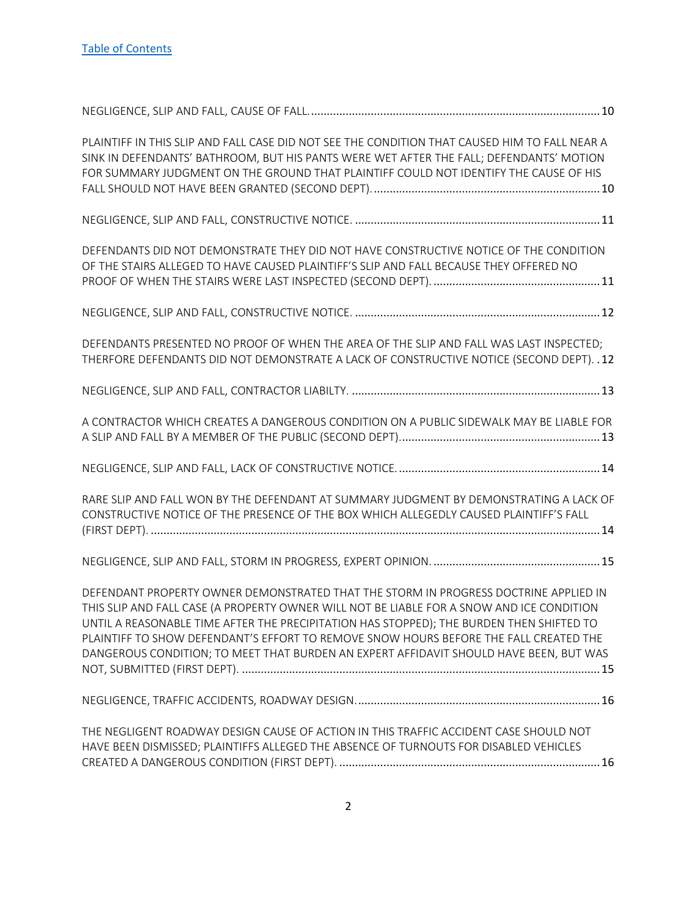[Table of Contents](#)

NEGLIGENCE, SLIP AND FALL, CAUSE OF FALL. ..... 10

PLAINTIFF IN THIS SLIP AND FALL CASE DID NOT SEE THE CONDITION THAT CAUSED HIM TO FALL NEAR A SINK IN DEFENDANTS' BATHROOM, BUT HIS PANTS WERE WET AFTER THE FALL; DEFENDANTS' MOTION FOR SUMMARY JUDGMENT ON THE GROUND THAT PLAINTIFF COULD NOT IDENTIFY THE CAUSE OF HIS FALL SHOULD NOT HAVE BEEN GRANTED (SECOND DEPT). ..... 10

NEGLIGENCE, SLIP AND FALL, CONSTRUCTIVE NOTICE. ..... 11

DEFENDANTS DID NOT DEMONSTRATE THEY DID NOT HAVE CONSTRUCTIVE NOTICE OF THE CONDITION OF THE STAIRS ALLEGED TO HAVE CAUSED PLAINTIFF'S SLIP AND FALL BECAUSE THEY OFFERED NO PROOF OF WHEN THE STAIRS WERE LAST INSPECTED (SECOND DEPT). ..... 11

NEGLIGENCE, SLIP AND FALL, CONSTRUCTIVE NOTICE. ..... 12

DEFENDANTS PRESENTED NO PROOF OF WHEN THE AREA OF THE SLIP AND FALL WAS LAST INSPECTED; THERFORE DEFENDANTS DID NOT DEMONSTRATE A LACK OF CONSTRUCTIVE NOTICE (SECOND DEPT). ..... 12

NEGLIGENCE, SLIP AND FALL, CONTRACTOR LIABILTY. ..... 13

A CONTRACTOR WHICH CREATES A DANGEROUS CONDITION ON A PUBLIC SIDEWALK MAY BE LIABLE FOR A SLIP AND FALL BY A MEMBER OF THE PUBLIC (SECOND DEPT). ..... 13

NEGLIGENCE, SLIP AND FALL, LACK OF CONSTRUCTIVE NOTICE. ..... 14

RARE SLIP AND FALL WON BY THE DEFENDANT AT SUMMARY JUDGMENT BY DEMONSTRATING A LACK OF CONSTRUCTIVE NOTICE OF THE PRESENCE OF THE BOX WHICH ALLEGEDLY CAUSED PLAINTIFF'S FALL (FIRST DEPT). ..... 14

NEGLIGENCE, SLIP AND FALL, STORM IN PROGRESS, EXPERT OPINION. ..... 15

DEFENDANT PROPERTY OWNER DEMONSTRATED THAT THE STORM IN PROGRESS DOCTRINE APPLIED IN THIS SLIP AND FALL CASE (A PROPERTY OWNER WILL NOT BE LIABLE FOR A SNOW AND ICE CONDITION UNTIL A REASONABLE TIME AFTER THE PRECIPITATION HAS STOPPED); THE BURDEN THEN SHIFTED TO PLAINTIFF TO SHOW DEFENDANT'S EFFORT TO REMOVE SNOW HOURS BEFORE THE FALL CREATED THE DANGEROUS CONDITION; TO MEET THAT BURDEN AN EXPERT AFFIDAVIT SHOULD HAVE BEEN, BUT WAS NOT, SUBMITTED (FIRST DEPT). ..... 15

NEGLIGENCE, TRAFFIC ACCIDENTS, ROADWAY DESIGN. ..... 16

THE NEGLIGENT ROADWAY DESIGN CAUSE OF ACTION IN THIS TRAFFIC ACCIDENT CASE SHOULD NOT HAVE BEEN DISMISSED; PLAINTIFFS ALLEGED THE ABSENCE OF TURNOUTS FOR DISABLED VEHICLES CREATED A DANGEROUS CONDITION (FIRST DEPT). ..... 16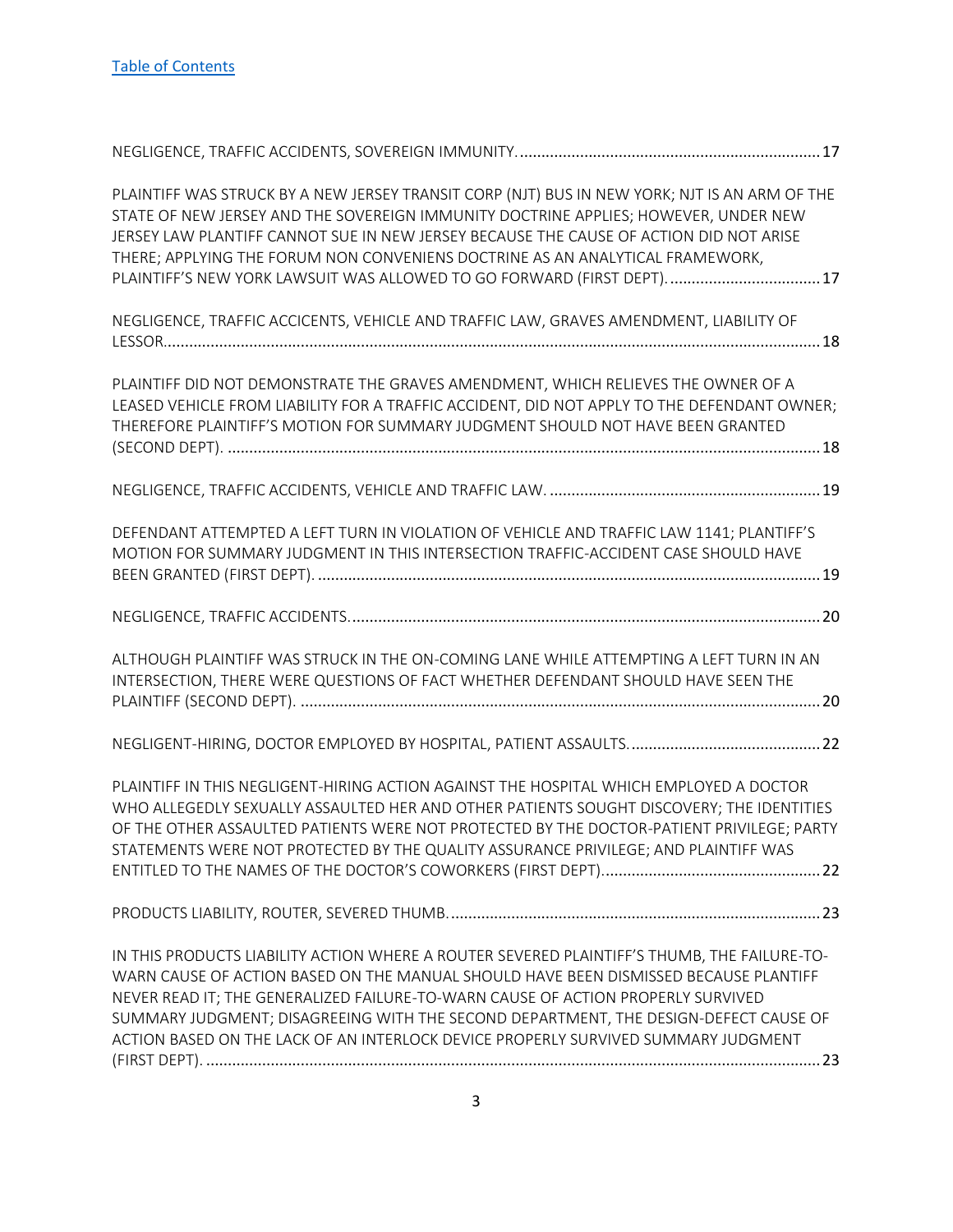[Table of Contents]

NEGLIGENCE, TRAFFIC ACCIDENTS, SOVEREIGN IMMUNITY. ..................................................................... 17

PLAINTIFF WAS STRUCK BY A NEW JERSEY TRANSIT CORP (NJT) BUS IN NEW YORK; NJT IS AN ARM OF THE STATE OF NEW JERSEY AND THE SOVEREIGN IMMUNITY DOCTRINE APPLIES; HOWEVER, UNDER NEW JERSEY LAW PLAINTIFF CANNOT SUE IN NEW JERSEY BECAUSE THE CAUSE OF ACTION DID NOT ARISE THERE; APPLYING THE FORUM NON CONVENIENS DOCTRINE AS AN ANALYTICAL FRAMEWORK, PLAINTIFF'S NEW YORK LAWSUIT WAS ALLOWED TO GO FORWARD (FIRST DEPT). .................................. 17

NEGLIGENCE, TRAFFIC ACCICENTS, VEHICLE AND TRAFFIC LAW, GRAVES AMENDMENT, LIABILITY OF LESSOR. ........................................................................................................................................... 18

PLAINTIFF DID NOT DEMONSTRATE THE GRAVES AMENDMENT, WHICH RELIEVES THE OWNER OF A LEASED VEHICLE FROM LIABILITY FOR A TRAFFIC ACCIDENT, DID NOT APPLY TO THE DEFENDANT OWNER; THEREFORE PLAINTIFF'S MOTION FOR SUMMARY JUDGMENT SHOULD NOT HAVE BEEN GRANTED (SECOND DEPT). ........................................................................................................................ 18

NEGLIGENCE, TRAFFIC ACCIDENTS, VEHICLE AND TRAFFIC LAW. ............................................................... 19

DEFENDANT ATTEMPTED A LEFT TURN IN VIOLATION OF VEHICLE AND TRAFFIC LAW 1141; PLAINTIFF'S MOTION FOR SUMMARY JUDGMENT IN THIS INTERSECTION TRAFFIC-ACCIDENT CASE SHOULD HAVE BEEN GRANTED (FIRST DEPT). ..................................................................................................................... 19

NEGLIGENCE, TRAFFIC ACCIDENTS. ........................................................................................................... 20

ALTHOUGH PLAINTIFF WAS STRUCK IN THE ON-COMING LANE WHILE ATTEMPTING A LEFT TURN IN AN INTERSECTION, THERE WERE QUESTIONS OF FACT WHETHER DEFENDANT SHOULD HAVE SEEN THE PLAINTIFF (SECOND DEPT). ........................................................................................................................ 20

NEGLIGENT-HIRING, DOCTOR EMPLOYED BY HOSPITAL, PATIENT ASSAULTS. ............................................ 22

PLAINTIFF IN THIS NEGLIGENT-HIRING ACTION AGAINST THE HOSPITAL WHICH EMPLOYED A DOCTOR WHO ALLEGEDLY SEXUALLY ASSAULTED HER AND OTHER PATIENTS SOUGHT DISCOVERY; THE IDENTITIES OF THE OTHER ASSAULTED PATIENTS WERE NOT PROTECTED BY THE DOCTOR-PATIENT PRIVILEGE; PARTY STATEMENTS WERE NOT PROTECTED BY THE QUALITY ASSURANCE PRIVILEGE; AND PLAINTIFF WAS ENTITLED TO THE NAMES OF THE DOCTOR'S COWORKERS (FIRST DEPT). .................................................. 22

PRODUCTS LIABILITY, ROUTER, SEVERED THUMB. ..................................................................................... 23

IN THIS PRODUCTS LIABILITY ACTION WHERE A ROUTER SEVERED PLAINTIFF'S THUMB, THE FAILURE-TO-WARN CAUSE OF ACTION BASED ON THE MANUAL SHOULD HAVE BEEN DISMISSED BECAUSE PLANTIFF NEVER READ IT; THE GENERALIZED FAILURE-TO-WARN CAUSE OF ACTION PROPERLY SURVIVED SUMMARY JUDGMENT; DISAGREEING WITH THE SECOND DEPARTMENT, THE DESIGN-DEFECT CAUSE OF ACTION BASED ON THE LACK OF AN INTERLOCK DEVICE PROPERLY SURVIVED SUMMARY JUDGMENT (FIRST DEPT). ............................................................................................................................................ 23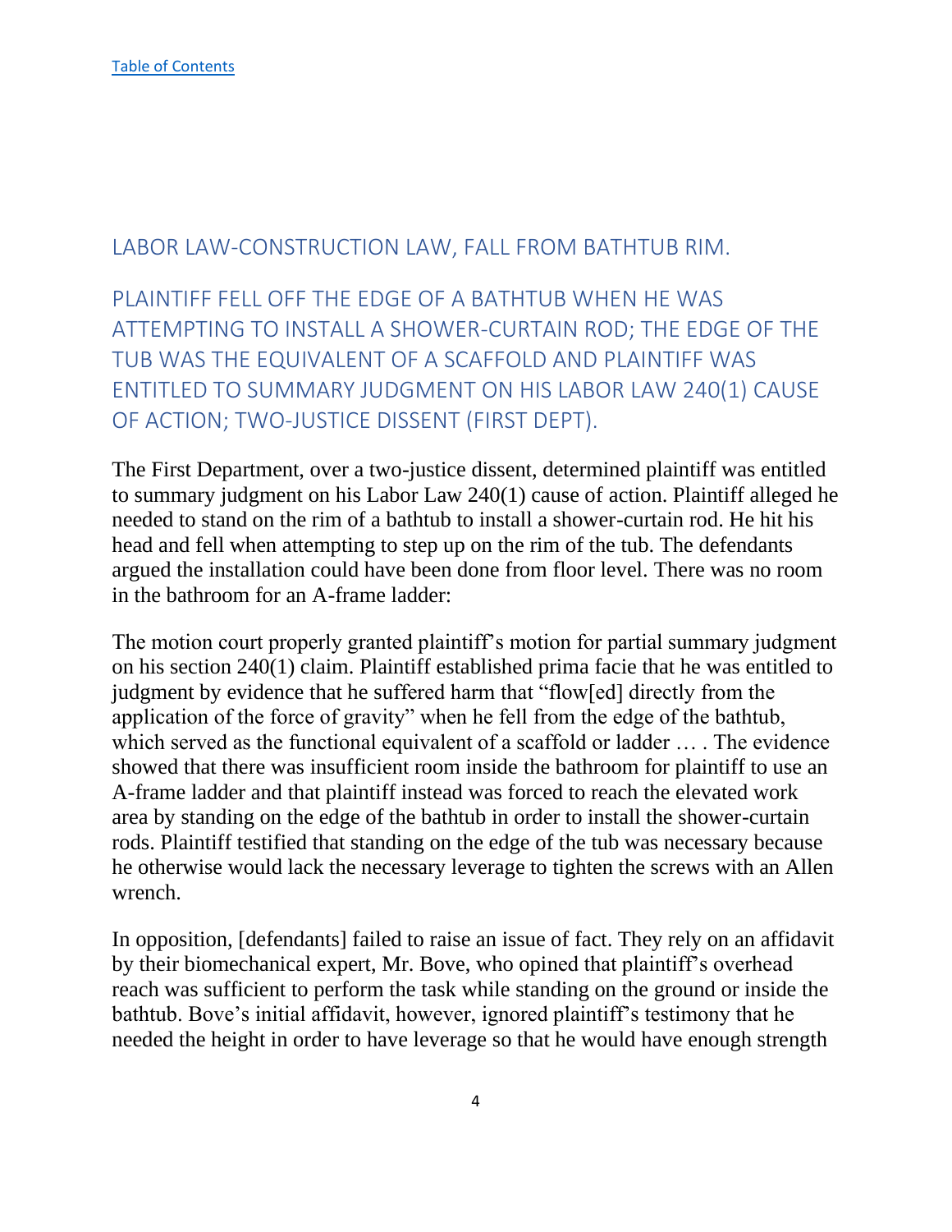[Table of Contents](#)

## LABOR LAW-CONSTRUCTION LAW, FALL FROM BATHTUB RIM.

## PLAINTIFF FELL OFF THE EDGE OF A BATHTUB WHEN HE WAS ATTEMPTING TO INSTALL A SHOWER-CURTAIN ROD; THE EDGE OF THE TUB WAS THE EQUIVALENT OF A SCAFFOLD AND PLAINTIFF WAS ENTITLED TO SUMMARY JUDGMENT ON HIS LABOR LAW 240(1) CAUSE OF ACTION; TWO-JUSTICE DISSENT (FIRST DEPT).

The First Department, over a two-justice dissent, determined plaintiff was entitled to summary judgment on his Labor Law 240(1) cause of action. Plaintiff alleged he needed to stand on the rim of a bathtub to install a shower-curtain rod. He hit his head and fell when attempting to step up on the rim of the tub. The defendants argued the installation could have been done from floor level. There was no room in the bathroom for an A-frame ladder:

The motion court properly granted plaintiff's motion for partial summary judgment on his section 240(1) claim. Plaintiff established prima facie that he was entitled to judgment by evidence that he suffered harm that "flow[ed] directly from the application of the force of gravity" when he fell from the edge of the bathtub, which served as the functional equivalent of a scaffold or ladder … . The evidence showed that there was insufficient room inside the bathroom for plaintiff to use an A-frame ladder and that plaintiff instead was forced to reach the elevated work area by standing on the edge of the bathtub in order to install the shower-curtain rods. Plaintiff testified that standing on the edge of the tub was necessary because he otherwise would lack the necessary leverage to tighten the screws with an Allen wrench.

In opposition, [defendants] failed to raise an issue of fact. They rely on an affidavit by their biomechanical expert, Mr. Bove, who opined that plaintiff's overhead reach was sufficient to perform the task while standing on the ground or inside the bathtub. Bove's initial affidavit, however, ignored plaintiff's testimony that he needed the height in order to have leverage so that he would have enough strength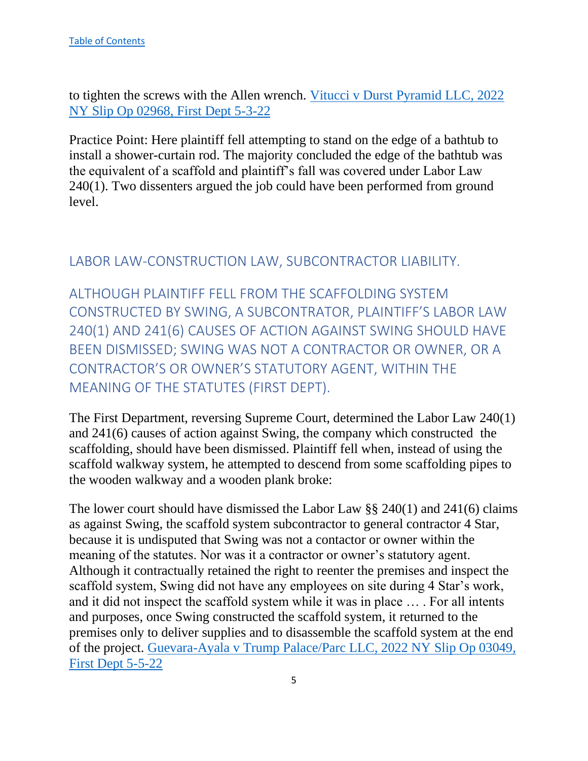to tighten the screws with the Allen wrench. [Vitucci v Durst Pyramid LLC, 2022 NY Slip Op 02968, First Dept 5-3-22](#)

Practice Point: Here plaintiff fell attempting to stand on the edge of a bathtub to install a shower-curtain rod. The majority concluded the edge of the bathtub was the equivalent of a scaffold and plaintiff's fall was covered under Labor Law 240(1). Two dissenters argued the job could have been performed from ground level.

## LABOR LAW-CONSTRUCTION LAW, SUBCONTRACTOR LIABILITY.

## ALTHOUGH PLAINTIFF FELL FROM THE SCAFFOLDING SYSTEM CONSTRUCTED BY SWING, A SUBCONTRATOR, PLAINTIFF'S LABOR LAW 240(1) AND 241(6) CAUSES OF ACTION AGAINST SWING SHOULD HAVE BEEN DISMISSED; SWING WAS NOT A CONTRACTOR OR OWNER, OR A CONTRACTOR'S OR OWNER'S STATUTORY AGENT, WITHIN THE MEANING OF THE STATUTES (FIRST DEPT).

The First Department, reversing Supreme Court, determined the Labor Law 240(1) and 241(6) causes of action against Swing, the company which constructed the scaffolding, should have been dismissed. Plaintiff fell when, instead of using the scaffold walkway system, he attempted to descend from some scaffolding pipes to the wooden walkway and a wooden plank broke:

The lower court should have dismissed the Labor Law §§ 240(1) and 241(6) claims as against Swing, the scaffold system subcontractor to general contractor 4 Star, because it is undisputed that Swing was not a contactor or owner within the meaning of the statutes. Nor was it a contractor or owner's statutory agent. Although it contractually retained the right to reenter the premises and inspect the scaffold system, Swing did not have any employees on site during 4 Star's work, and it did not inspect the scaffold system while it was in place … . For all intents and purposes, once Swing constructed the scaffold system, it returned to the premises only to deliver supplies and to disassemble the scaffold system at the end of the project. [Guevara-Ayala v Trump Palace/Parc LLC, 2022 NY Slip Op 03049, First Dept 5-5-22](#)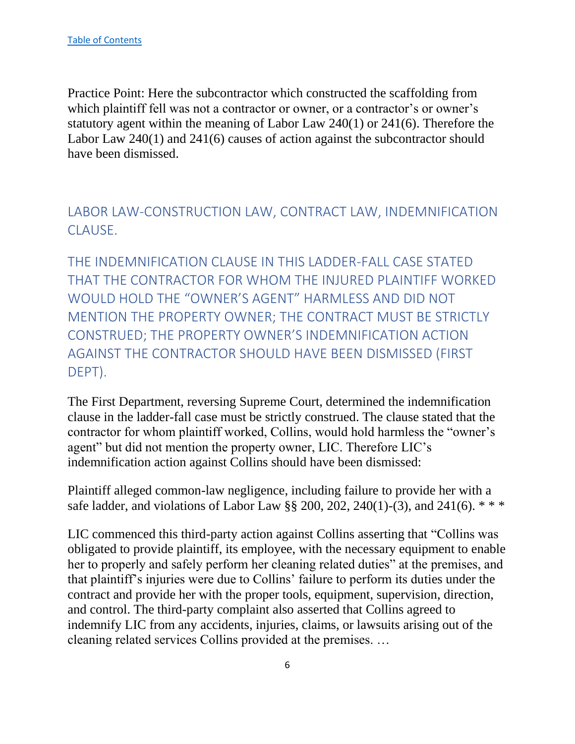[Table of Contents](#)

Practice Point: Here the subcontractor which constructed the scaffolding from which plaintiff fell was not a contractor or owner, or a contractor's or owner's statutory agent within the meaning of Labor Law 240(1) or 241(6). Therefore the Labor Law 240(1) and 241(6) causes of action against the subcontractor should have been dismissed.

## LABOR LAW-CONSTRUCTION LAW, CONTRACT LAW, INDEMNIFICATION CLAUSE.

### THE INDEMNIFICATION CLAUSE IN THIS LADDER-FALL CASE STATED THAT THE CONTRACTOR FOR WHOM THE INJURED PLAINTIFF WORKED WOULD HOLD THE "OWNER'S AGENT" HARMLESS AND DID NOT MENTION THE PROPERTY OWNER; THE CONTRACT MUST BE STRICTLY CONSTRUED; THE PROPERTY OWNER'S INDEMNIFICATION ACTION AGAINST THE CONTRACTOR SHOULD HAVE BEEN DISMISSED (FIRST DEPT).

The First Department, reversing Supreme Court, determined the indemnification clause in the ladder-fall case must be strictly construed. The clause stated that the contractor for whom plaintiff worked, Collins, would hold harmless the "owner's agent" but did not mention the property owner, LIC. Therefore LIC's indemnification action against Collins should have been dismissed:

Plaintiff alleged common-law negligence, including failure to provide her with a safe ladder, and violations of Labor Law §§ 200, 202, 240(1)-(3), and 241(6). * * *

LIC commenced this third-party action against Collins asserting that "Collins was obligated to provide plaintiff, its employee, with the necessary equipment to enable her to properly and safely perform her cleaning related duties" at the premises, and that plaintiff's injuries were due to Collins' failure to perform its duties under the contract and provide her with the proper tools, equipment, supervision, direction, and control. The third-party complaint also asserted that Collins agreed to indemnify LIC from any accidents, injuries, claims, or lawsuits arising out of the cleaning related services Collins provided at the premises. …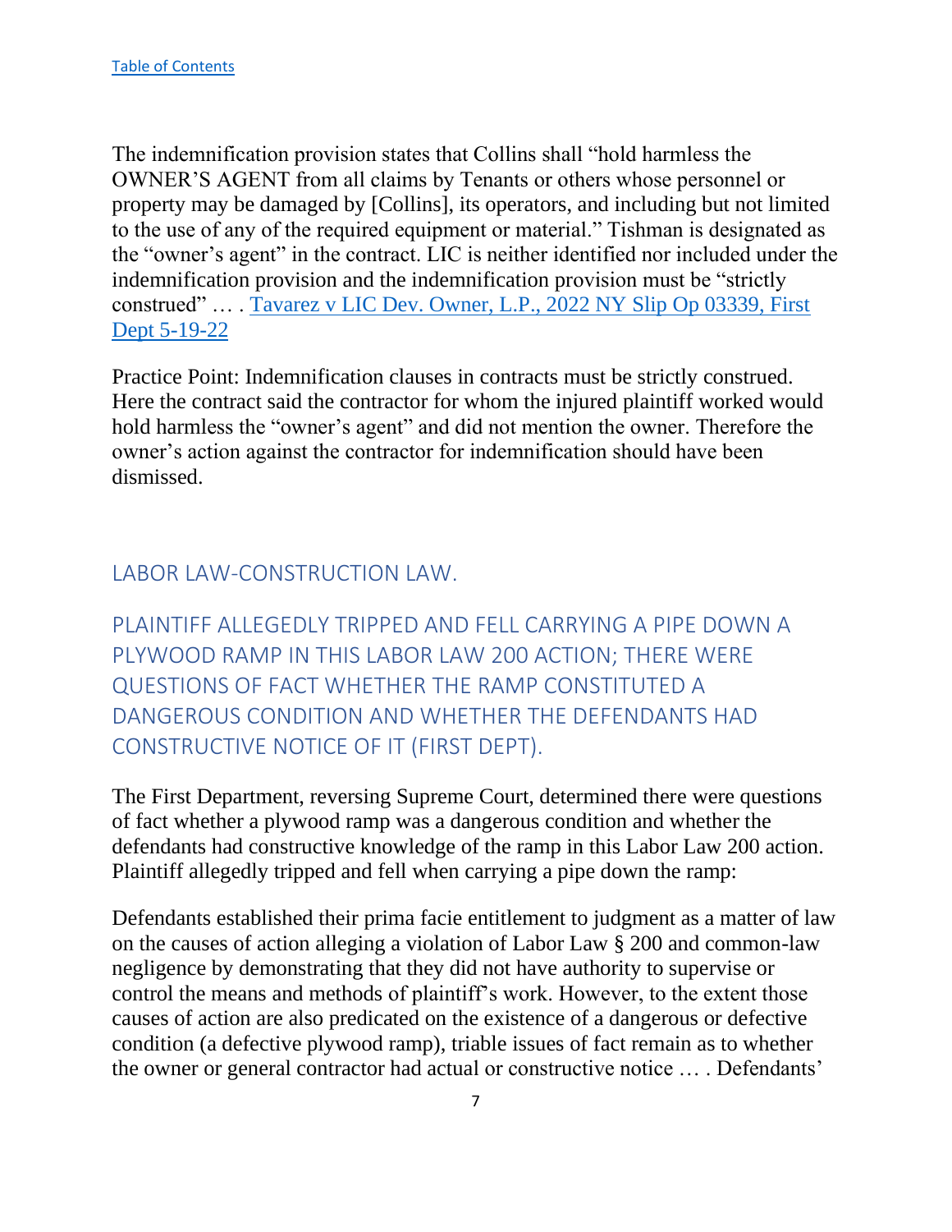[Table of Contents]()

The indemnification provision states that Collins shall "hold harmless the OWNER'S AGENT from all claims by Tenants or others whose personnel or property may be damaged by [Collins], its operators, and including but not limited to the use of any of the required equipment or material." Tishman is designated as the "owner's agent" in the contract. LIC is neither identified nor included under the indemnification provision and the indemnification provision must be "strictly construed" … . [Tavarez v LIC Dev. Owner, L.P., 2022 NY Slip Op 03339, First Dept 5-19-22]()

Practice Point: Indemnification clauses in contracts must be strictly construed. Here the contract said the contractor for whom the injured plaintiff worked would hold harmless the "owner's agent" and did not mention the owner. Therefore the owner's action against the contractor for indemnification should have been dismissed.

## LABOR LAW-CONSTRUCTION LAW.

### PLAINTIFF ALLEGEDLY TRIPPED AND FELL CARRYING A PIPE DOWN A PLYWOOD RAMP IN THIS LABOR LAW 200 ACTION; THERE WERE QUESTIONS OF FACT WHETHER THE RAMP CONSTITUTED A DANGEROUS CONDITION AND WHETHER THE DEFENDANTS HAD CONSTRUCTIVE NOTICE OF IT (FIRST DEPT).

The First Department, reversing Supreme Court, determined there were questions of fact whether a plywood ramp was a dangerous condition and whether the defendants had constructive knowledge of the ramp in this Labor Law 200 action. Plaintiff allegedly tripped and fell when carrying a pipe down the ramp:

Defendants established their prima facie entitlement to judgment as a matter of law on the causes of action alleging a violation of Labor Law § 200 and common-law negligence by demonstrating that they did not have authority to supervise or control the means and methods of plaintiff's work. However, to the extent those causes of action are also predicated on the existence of a dangerous or defective condition (a defective plywood ramp), triable issues of fact remain as to whether the owner or general contractor had actual or constructive notice … . Defendants'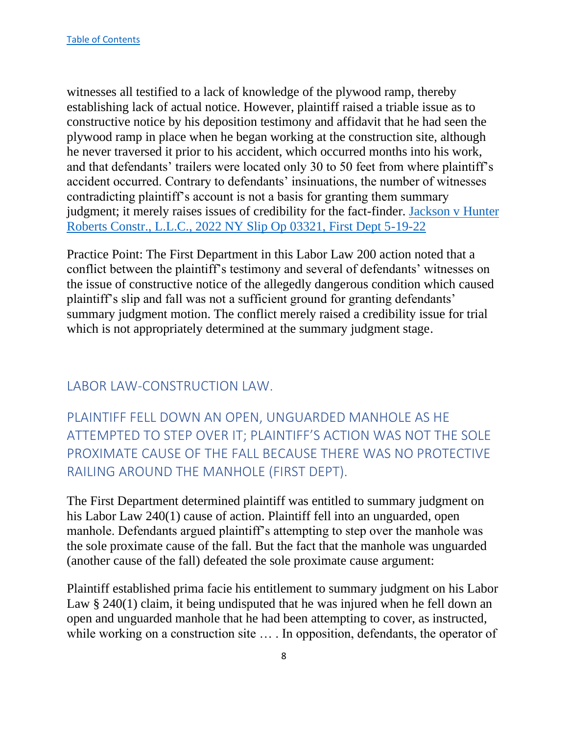witnesses all testified to a lack of knowledge of the plywood ramp, thereby establishing lack of actual notice. However, plaintiff raised a triable issue as to constructive notice by his deposition testimony and affidavit that he had seen the plywood ramp in place when he began working at the construction site, although he never traversed it prior to his accident, which occurred months into his work, and that defendants' trailers were located only 30 to 50 feet from where plaintiff's accident occurred. Contrary to defendants' insinuations, the number of witnesses contradicting plaintiff's account is not a basis for granting them summary judgment; it merely raises issues of credibility for the fact-finder. [Jackson v Hunter Roberts Constr., L.L.C., 2022 NY Slip Op 03321, First Dept 5-19-22]

Practice Point: The First Department in this Labor Law 200 action noted that a conflict between the plaintiff's testimony and several of defendants' witnesses on the issue of constructive notice of the allegedly dangerous condition which caused plaintiff's slip and fall was not a sufficient ground for granting defendants' summary judgment motion. The conflict merely raised a credibility issue for trial which is not appropriately determined at the summary judgment stage.

## LABOR LAW-CONSTRUCTION LAW.

## PLAINTIFF FELL DOWN AN OPEN, UNGUARDED MANHOLE AS HE ATTEMPTED TO STEP OVER IT; PLAINTIFF'S ACTION WAS NOT THE SOLE PROXIMATE CAUSE OF THE FALL BECAUSE THERE WAS NO PROTECTIVE RAILING AROUND THE MANHOLE (FIRST DEPT).

The First Department determined plaintiff was entitled to summary judgment on his Labor Law 240(1) cause of action. Plaintiff fell into an unguarded, open manhole. Defendants argued plaintiff's attempting to step over the manhole was the sole proximate cause of the fall. But the fact that the manhole was unguarded (another cause of the fall) defeated the sole proximate cause argument:

Plaintiff established prima facie his entitlement to summary judgment on his Labor Law § 240(1) claim, it being undisputed that he was injured when he fell down an open and unguarded manhole that he had been attempting to cover, as instructed, while working on a construction site … . In opposition, defendants, the operator of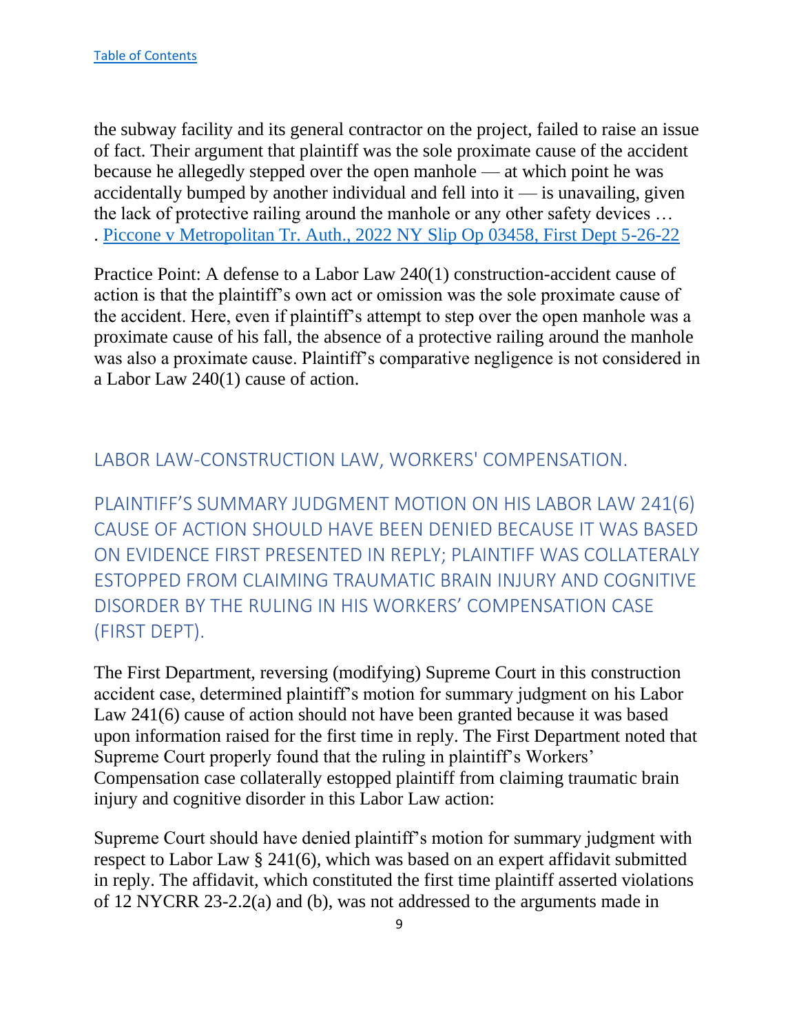the subway facility and its general contractor on the project, failed to raise an issue of fact. Their argument that plaintiff was the sole proximate cause of the accident because he allegedly stepped over the open manhole — at which point he was accidentally bumped by another individual and fell into it — is unavailing, given the lack of protective railing around the manhole or any other safety devices … . [Piccone v Metropolitan Tr. Auth., 2022 NY Slip Op 03458, First Dept 5-26-22]

Practice Point: A defense to a Labor Law 240(1) construction-accident cause of action is that the plaintiff's own act or omission was the sole proximate cause of the accident. Here, even if plaintiff's attempt to step over the open manhole was a proximate cause of his fall, the absence of a protective railing around the manhole was also a proximate cause. Plaintiff's comparative negligence is not considered in a Labor Law 240(1) cause of action.

## LABOR LAW-CONSTRUCTION LAW, WORKERS' COMPENSATION.

### PLAINTIFF'S SUMMARY JUDGMENT MOTION ON HIS LABOR LAW 241(6) CAUSE OF ACTION SHOULD HAVE BEEN DENIED BECAUSE IT WAS BASED ON EVIDENCE FIRST PRESENTED IN REPLY; PLAINTIFF WAS COLLATERALY ESTOPPED FROM CLAIMING TRAUMATIC BRAIN INJURY AND COGNITIVE DISORDER BY THE RULING IN HIS WORKERS' COMPENSATION CASE (FIRST DEPT).

The First Department, reversing (modifying) Supreme Court in this construction accident case, determined plaintiff's motion for summary judgment on his Labor Law 241(6) cause of action should not have been granted because it was based upon information raised for the first time in reply. The First Department noted that Supreme Court properly found that the ruling in plaintiff's Workers' Compensation case collaterally estopped plaintiff from claiming traumatic brain injury and cognitive disorder in this Labor Law action:

Supreme Court should have denied plaintiff's motion for summary judgment with respect to Labor Law § 241(6), which was based on an expert affidavit submitted in reply. The affidavit, which constituted the first time plaintiff asserted violations of 12 NYCRR 23-2.2(a) and (b), was not addressed to the arguments made in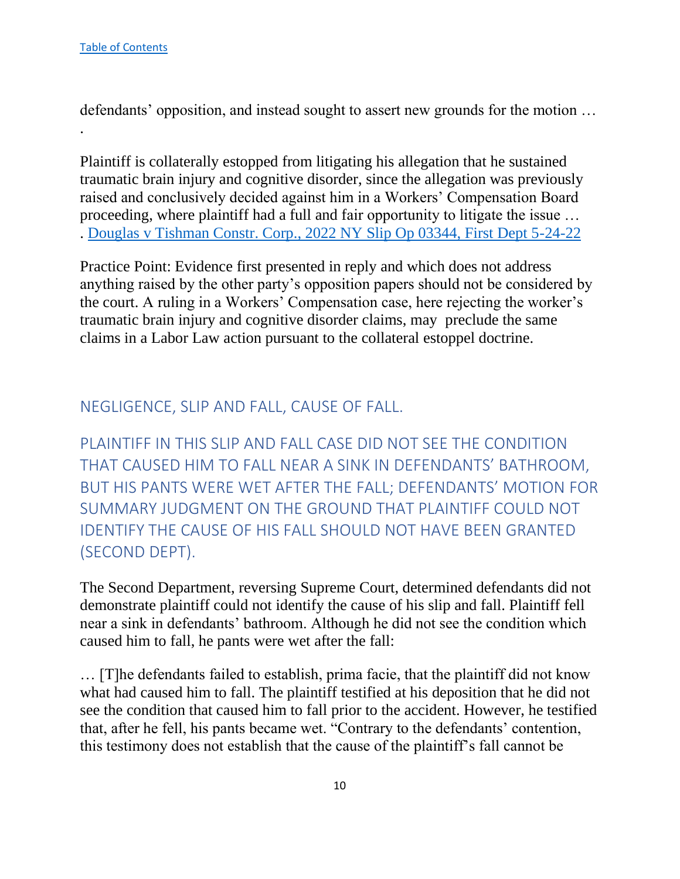[Table of Contents](#)

defendants' opposition, and instead sought to assert new grounds for the motion … .

Plaintiff is collaterally estopped from litigating his allegation that he sustained traumatic brain injury and cognitive disorder, since the allegation was previously raised and conclusively decided against him in a Workers' Compensation Board proceeding, where plaintiff had a full and fair opportunity to litigate the issue … . [Douglas v Tishman Constr. Corp., 2022 NY Slip Op 03344, First Dept 5-24-22](#)

Practice Point: Evidence first presented in reply and which does not address anything raised by the other party's opposition papers should not be considered by the court. A ruling in a Workers' Compensation case, here rejecting the worker's traumatic brain injury and cognitive disorder claims, may preclude the same claims in a Labor Law action pursuant to the collateral estoppel doctrine.

## NEGLIGENCE, SLIP AND FALL, CAUSE OF FALL.

## PLAINTIFF IN THIS SLIP AND FALL CASE DID NOT SEE THE CONDITION THAT CAUSED HIM TO FALL NEAR A SINK IN DEFENDANTS' BATHROOM, BUT HIS PANTS WERE WET AFTER THE FALL; DEFENDANTS' MOTION FOR SUMMARY JUDGMENT ON THE GROUND THAT PLAINTIFF COULD NOT IDENTIFY THE CAUSE OF HIS FALL SHOULD NOT HAVE BEEN GRANTED (SECOND DEPT).

The Second Department, reversing Supreme Court, determined defendants did not demonstrate plaintiff could not identify the cause of his slip and fall. Plaintiff fell near a sink in defendants' bathroom. Although he did not see the condition which caused him to fall, he pants were wet after the fall:

… [T]he defendants failed to establish, prima facie, that the plaintiff did not know what had caused him to fall. The plaintiff testified at his deposition that he did not see the condition that caused him to fall prior to the accident. However, he testified that, after he fell, his pants became wet. "Contrary to the defendants' contention, this testimony does not establish that the cause of the plaintiff's fall cannot be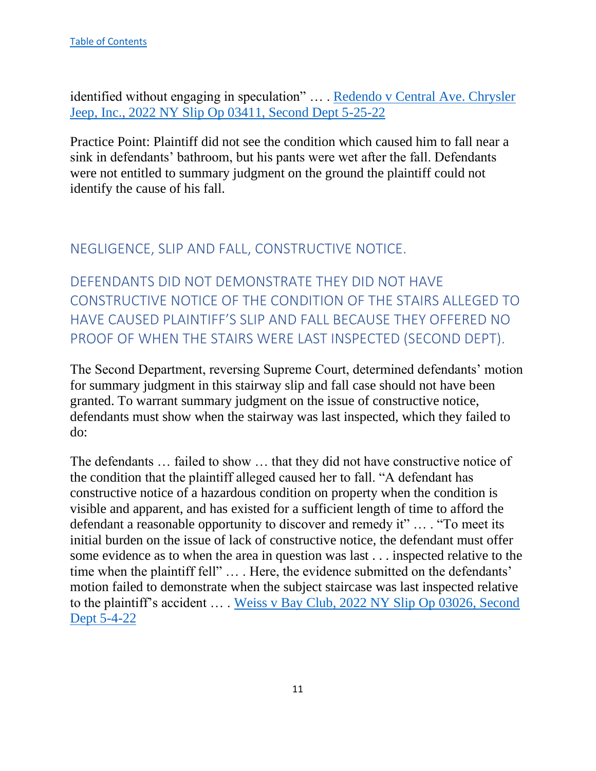identified without engaging in speculation" … . [Redendo v Central Ave. Chrysler Jeep, Inc., 2022 NY Slip Op 03411, Second Dept 5-25-22]()

Practice Point: Plaintiff did not see the condition which caused him to fall near a sink in defendants' bathroom, but his pants were wet after the fall. Defendants were not entitled to summary judgment on the ground the plaintiff could not identify the cause of his fall.

## NEGLIGENCE, SLIP AND FALL, CONSTRUCTIVE NOTICE.

## DEFENDANTS DID NOT DEMONSTRATE THEY DID NOT HAVE CONSTRUCTIVE NOTICE OF THE CONDITION OF THE STAIRS ALLEGED TO HAVE CAUSED PLAINTIFF'S SLIP AND FALL BECAUSE THEY OFFERED NO PROOF OF WHEN THE STAIRS WERE LAST INSPECTED (SECOND DEPT).

The Second Department, reversing Supreme Court, determined defendants' motion for summary judgment in this stairway slip and fall case should not have been granted. To warrant summary judgment on the issue of constructive notice, defendants must show when the stairway was last inspected, which they failed to do:

The defendants … failed to show … that they did not have constructive notice of the condition that the plaintiff alleged caused her to fall. "A defendant has constructive notice of a hazardous condition on property when the condition is visible and apparent, and has existed for a sufficient length of time to afford the defendant a reasonable opportunity to discover and remedy it" … . "To meet its initial burden on the issue of lack of constructive notice, the defendant must offer some evidence as to when the area in question was last . . . inspected relative to the time when the plaintiff fell" … . Here, the evidence submitted on the defendants' motion failed to demonstrate when the subject staircase was last inspected relative to the plaintiff's accident … . [Weiss v Bay Club, 2022 NY Slip Op 03026, Second Dept 5-4-22]()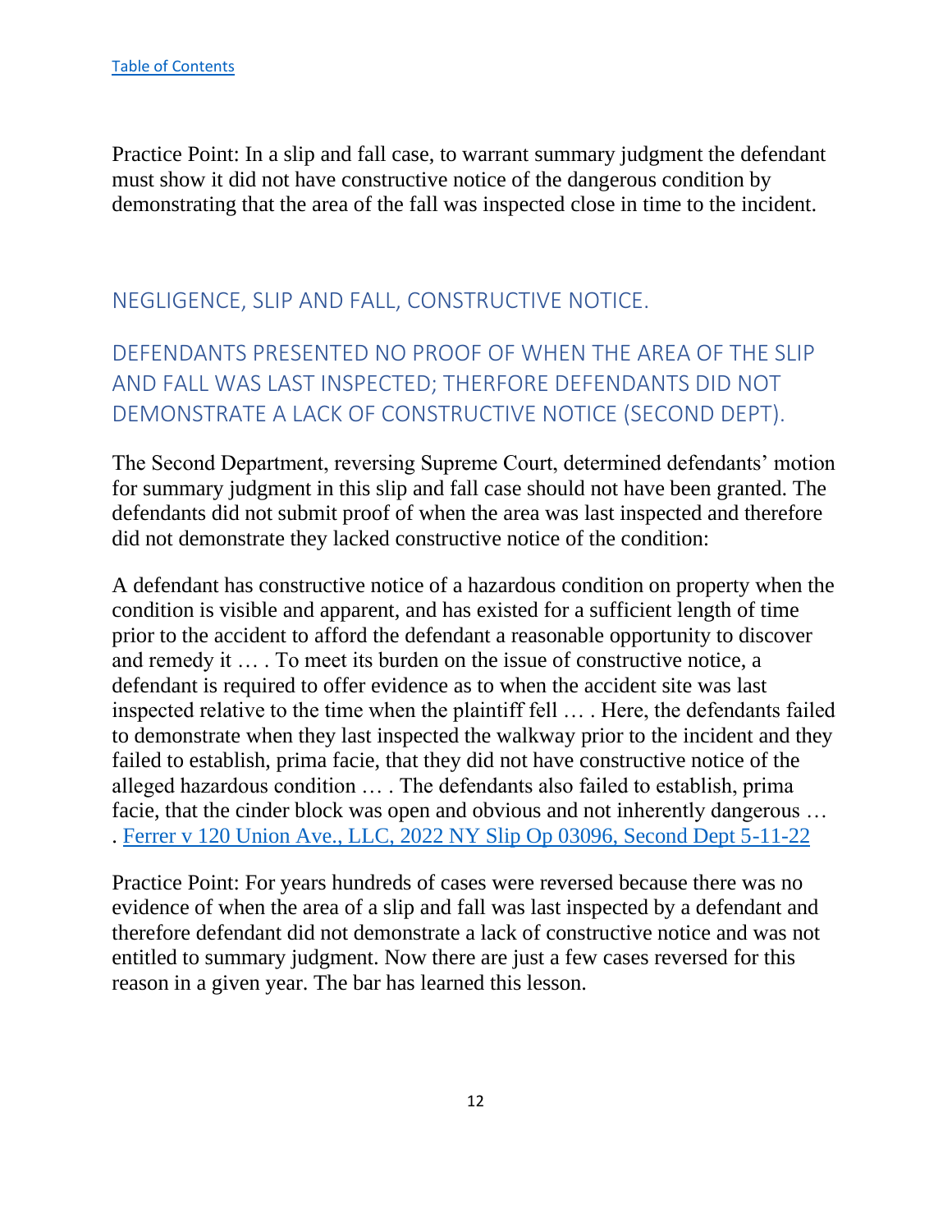[Table of Contents](#)

Practice Point: In a slip and fall case, to warrant summary judgment the defendant must show it did not have constructive notice of the dangerous condition by demonstrating that the area of the fall was inspected close in time to the incident.

## NEGLIGENCE, SLIP AND FALL, CONSTRUCTIVE NOTICE.

## DEFENDANTS PRESENTED NO PROOF OF WHEN THE AREA OF THE SLIP AND FALL WAS LAST INSPECTED; THERFORE DEFENDANTS DID NOT DEMONSTRATE A LACK OF CONSTRUCTIVE NOTICE (SECOND DEPT).

The Second Department, reversing Supreme Court, determined defendants' motion for summary judgment in this slip and fall case should not have been granted. The defendants did not submit proof of when the area was last inspected and therefore did not demonstrate they lacked constructive notice of the condition:

A defendant has constructive notice of a hazardous condition on property when the condition is visible and apparent, and has existed for a sufficient length of time prior to the accident to afford the defendant a reasonable opportunity to discover and remedy it … . To meet its burden on the issue of constructive notice, a defendant is required to offer evidence as to when the accident site was last inspected relative to the time when the plaintiff fell … . Here, the defendants failed to demonstrate when they last inspected the walkway prior to the incident and they failed to establish, prima facie, that they did not have constructive notice of the alleged hazardous condition … . The defendants also failed to establish, prima facie, that the cinder block was open and obvious and not inherently dangerous … . [Ferrer v 120 Union Ave., LLC, 2022 NY Slip Op 03096, Second Dept 5-11-22](#)

Practice Point: For years hundreds of cases were reversed because there was no evidence of when the area of a slip and fall was last inspected by a defendant and therefore defendant did not demonstrate a lack of constructive notice and was not entitled to summary judgment. Now there are just a few cases reversed for this reason in a given year. The bar has learned this lesson.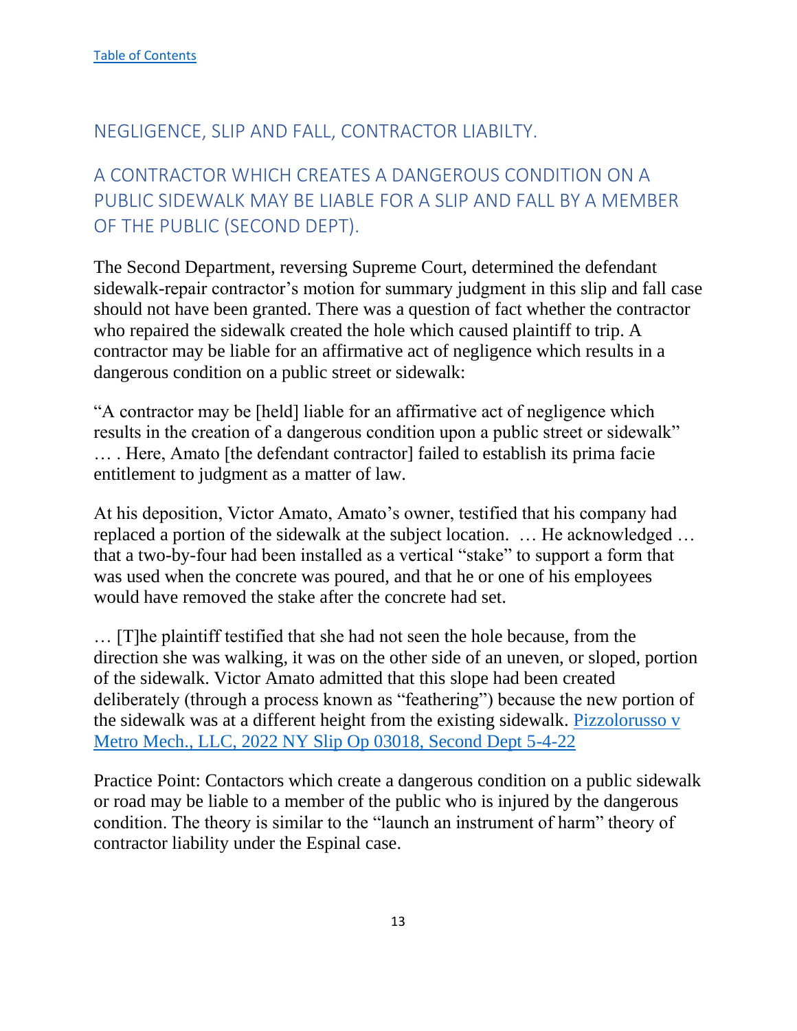[Table of Contents]

## NEGLIGENCE, SLIP AND FALL, CONTRACTOR LIABILTY.

## A CONTRACTOR WHICH CREATES A DANGEROUS CONDITION ON A PUBLIC SIDEWALK MAY BE LIABLE FOR A SLIP AND FALL BY A MEMBER OF THE PUBLIC (SECOND DEPT).

The Second Department, reversing Supreme Court, determined the defendant sidewalk-repair contractor's motion for summary judgment in this slip and fall case should not have been granted. There was a question of fact whether the contractor who repaired the sidewalk created the hole which caused plaintiff to trip. A contractor may be liable for an affirmative act of negligence which results in a dangerous condition on a public street or sidewalk:

"A contractor may be [held] liable for an affirmative act of negligence which results in the creation of a dangerous condition upon a public street or sidewalk" … . Here, Amato [the defendant contractor] failed to establish its prima facie entitlement to judgment as a matter of law.

At his deposition, Victor Amato, Amato's owner, testified that his company had replaced a portion of the sidewalk at the subject location. … He acknowledged … that a two-by-four had been installed as a vertical "stake" to support a form that was used when the concrete was poured, and that he or one of his employees would have removed the stake after the concrete had set.

… [T]he plaintiff testified that she had not seen the hole because, from the direction she was walking, it was on the other side of an uneven, or sloped, portion of the sidewalk. Victor Amato admitted that this slope had been created deliberately (through a process known as "feathering") because the new portion of the sidewalk was at a different height from the existing sidewalk. [Pizzolorusso v Metro Mech., LLC, 2022 NY Slip Op 03018, Second Dept 5-4-22]

Practice Point: Contactors which create a dangerous condition on a public sidewalk or road may be liable to a member of the public who is injured by the dangerous condition. The theory is similar to the "launch an instrument of harm" theory of contractor liability under the Espinal case.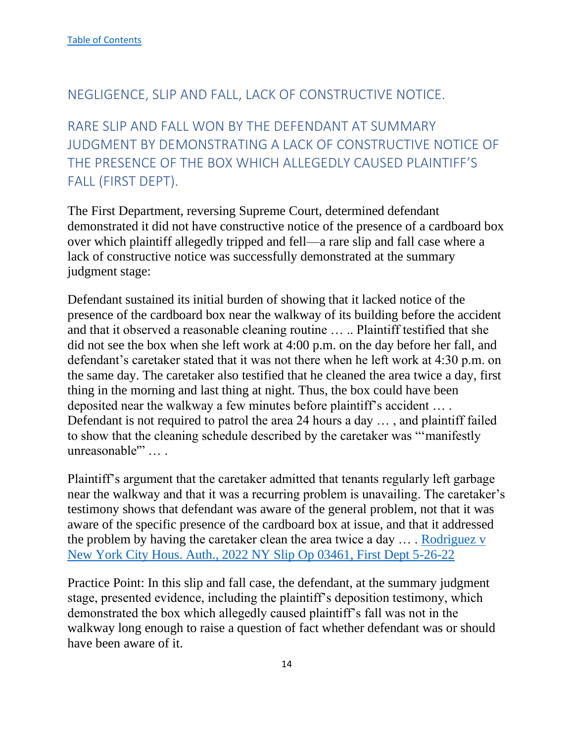[Table of Contents]()

## NEGLIGENCE, SLIP AND FALL, LACK OF CONSTRUCTIVE NOTICE.

## RARE SLIP AND FALL WON BY THE DEFENDANT AT SUMMARY JUDGMENT BY DEMONSTRATING A LACK OF CONSTRUCTIVE NOTICE OF THE PRESENCE OF THE BOX WHICH ALLEGEDLY CAUSED PLAINTIFF'S FALL (FIRST DEPT).

The First Department, reversing Supreme Court, determined defendant demonstrated it did not have constructive notice of the presence of a cardboard box over which plaintiff allegedly tripped and fell—a rare slip and fall case where a lack of constructive notice was successfully demonstrated at the summary judgment stage:

Defendant sustained its initial burden of showing that it lacked notice of the presence of the cardboard box near the walkway of its building before the accident and that it observed a reasonable cleaning routine … .. Plaintiff testified that she did not see the box when she left work at 4:00 p.m. on the day before her fall, and defendant's caretaker stated that it was not there when he left work at 4:30 p.m. on the same day. The caretaker also testified that he cleaned the area twice a day, first thing in the morning and last thing at night. Thus, the box could have been deposited near the walkway a few minutes before plaintiff's accident … . Defendant is not required to patrol the area 24 hours a day … , and plaintiff failed to show that the cleaning schedule described by the caretaker was "'manifestly unreasonable'" … .

Plaintiff's argument that the caretaker admitted that tenants regularly left garbage near the walkway and that it was a recurring problem is unavailing. The caretaker's testimony shows that defendant was aware of the general problem, not that it was aware of the specific presence of the cardboard box at issue, and that it addressed the problem by having the caretaker clean the area twice a day … . [Rodriguez v New York City Hous. Auth., 2022 NY Slip Op 03461, First Dept 5-26-22]()

Practice Point: In this slip and fall case, the defendant, at the summary judgment stage, presented evidence, including the plaintiff's deposition testimony, which demonstrated the box which allegedly caused plaintiff's fall was not in the walkway long enough to raise a question of fact whether defendant was or should have been aware of it.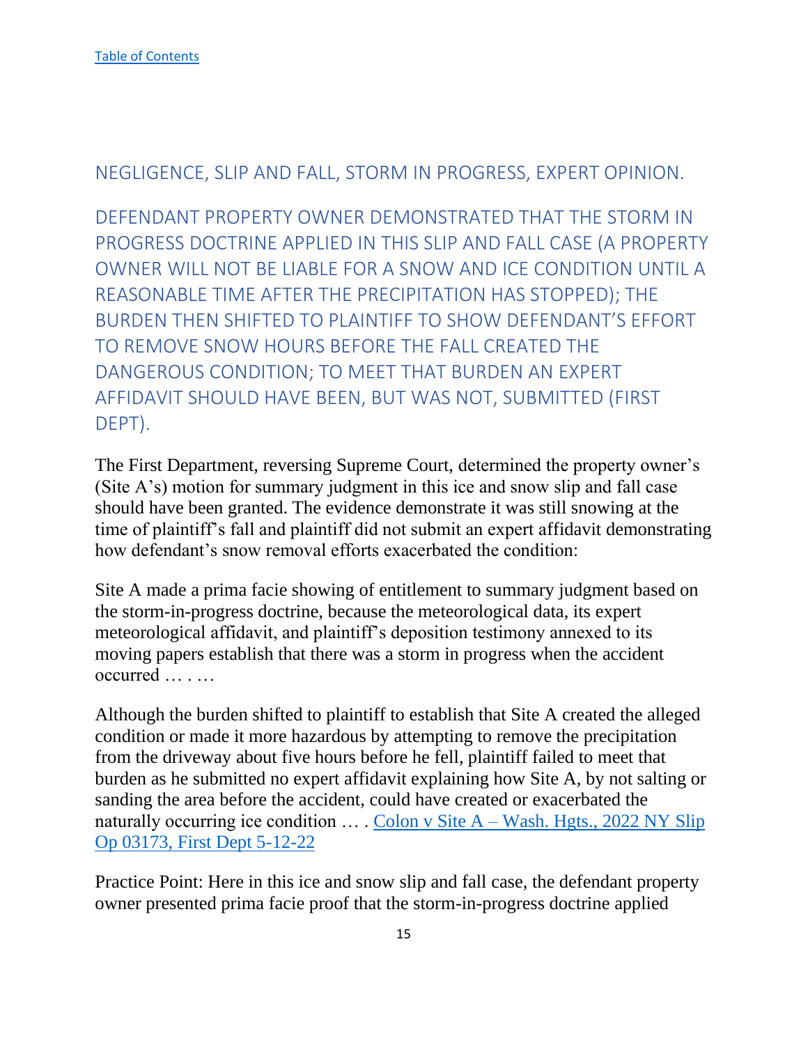[Table of Contents](#)

## NEGLIGENCE, SLIP AND FALL, STORM IN PROGRESS, EXPERT OPINION.

## DEFENDANT PROPERTY OWNER DEMONSTRATED THAT THE STORM IN PROGRESS DOCTRINE APPLIED IN THIS SLIP AND FALL CASE (A PROPERTY OWNER WILL NOT BE LIABLE FOR A SNOW AND ICE CONDITION UNTIL A REASONABLE TIME AFTER THE PRECIPITATION HAS STOPPED); THE BURDEN THEN SHIFTED TO PLAINTIFF TO SHOW DEFENDANT'S EFFORT TO REMOVE SNOW HOURS BEFORE THE FALL CREATED THE DANGEROUS CONDITION; TO MEET THAT BURDEN AN EXPERT AFFIDAVIT SHOULD HAVE BEEN, BUT WAS NOT, SUBMITTED (FIRST DEPT).

The First Department, reversing Supreme Court, determined the property owner's (Site A's) motion for summary judgment in this ice and snow slip and fall case should have been granted. The evidence demonstrate it was still snowing at the time of plaintiff's fall and plaintiff did not submit an expert affidavit demonstrating how defendant's snow removal efforts exacerbated the condition:

Site A made a prima facie showing of entitlement to summary judgment based on the storm-in-progress doctrine, because the meteorological data, its expert meteorological affidavit, and plaintiff's deposition testimony annexed to its moving papers establish that there was a storm in progress when the accident occurred … . …

Although the burden shifted to plaintiff to establish that Site A created the alleged condition or made it more hazardous by attempting to remove the precipitation from the driveway about five hours before he fell, plaintiff failed to meet that burden as he submitted no expert affidavit explaining how Site A, by not salting or sanding the area before the accident, could have created or exacerbated the naturally occurring ice condition … . [Colon v Site A – Wash. Hgts., 2022 NY Slip Op 03173, First Dept 5-12-22](#)

Practice Point: Here in this ice and snow slip and fall case, the defendant property owner presented prima facie proof that the storm-in-progress doctrine applied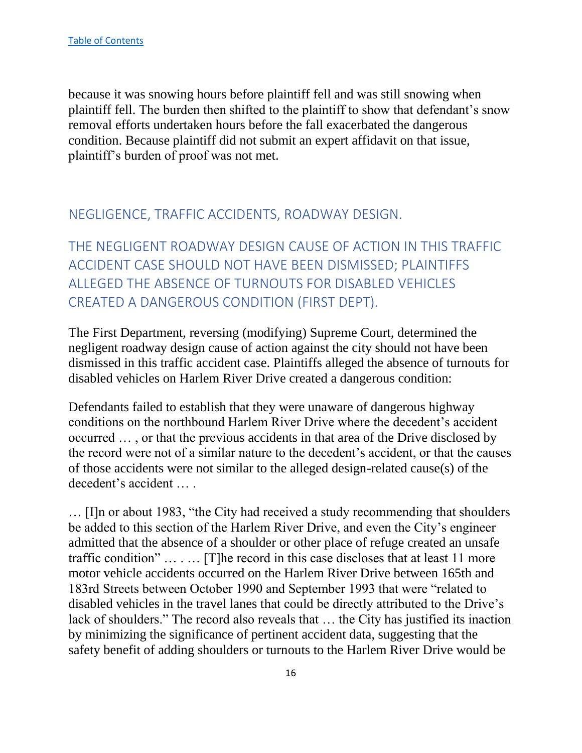[Table of Contents](#)

because it was snowing hours before plaintiff fell and was still snowing when plaintiff fell. The burden then shifted to the plaintiff to show that defendant's snow removal efforts undertaken hours before the fall exacerbated the dangerous condition. Because plaintiff did not submit an expert affidavit on that issue, plaintiff's burden of proof was not met.

## NEGLIGENCE, TRAFFIC ACCIDENTS, ROADWAY DESIGN.

## THE NEGLIGENT ROADWAY DESIGN CAUSE OF ACTION IN THIS TRAFFIC ACCIDENT CASE SHOULD NOT HAVE BEEN DISMISSED; PLAINTIFFS ALLEGED THE ABSENCE OF TURNOUTS FOR DISABLED VEHICLES CREATED A DANGEROUS CONDITION (FIRST DEPT).

The First Department, reversing (modifying) Supreme Court, determined the negligent roadway design cause of action against the city should not have been dismissed in this traffic accident case. Plaintiffs alleged the absence of turnouts for disabled vehicles on Harlem River Drive created a dangerous condition:

Defendants failed to establish that they were unaware of dangerous highway conditions on the northbound Harlem River Drive where the decedent's accident occurred … , or that the previous accidents in that area of the Drive disclosed by the record were not of a similar nature to the decedent's accident, or that the causes of those accidents were not similar to the alleged design-related cause(s) of the decedent's accident … .

… [I]n or about 1983, "the City had received a study recommending that shoulders be added to this section of the Harlem River Drive, and even the City's engineer admitted that the absence of a shoulder or other place of refuge created an unsafe traffic condition" … . … [T]he record in this case discloses that at least 11 more motor vehicle accidents occurred on the Harlem River Drive between 165th and 183rd Streets between October 1990 and September 1993 that were "related to disabled vehicles in the travel lanes that could be directly attributed to the Drive's lack of shoulders." The record also reveals that … the City has justified its inaction by minimizing the significance of pertinent accident data, suggesting that the safety benefit of adding shoulders or turnouts to the Harlem River Drive would be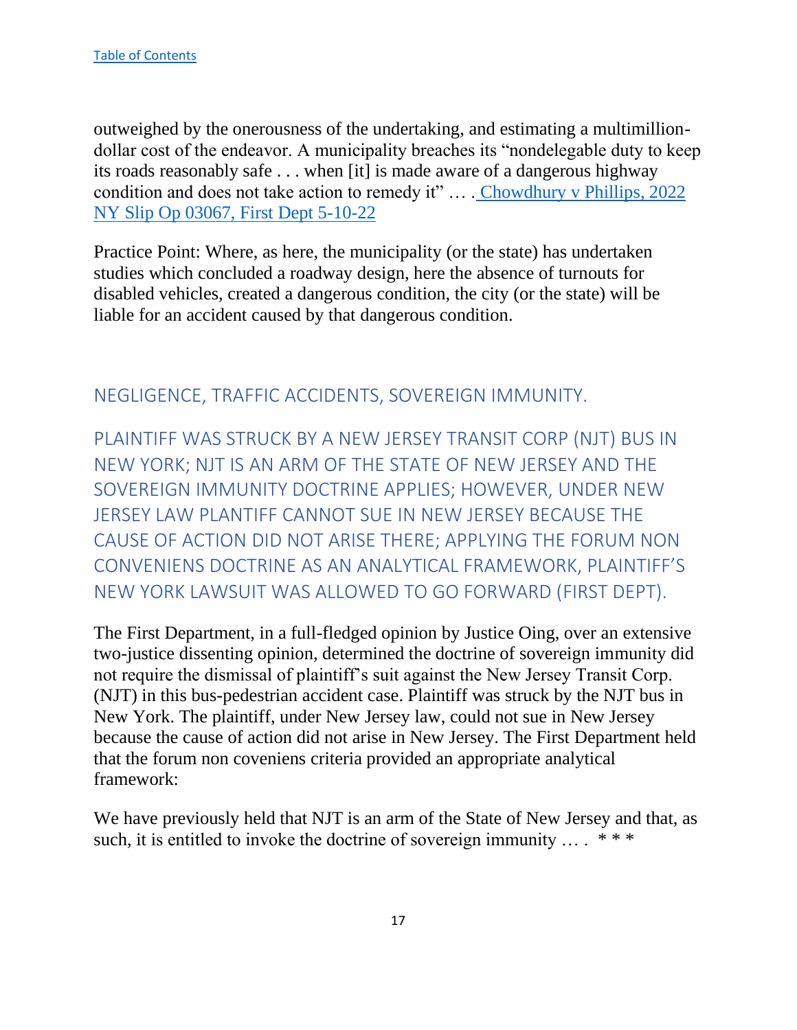outweighed by the onerousness of the undertaking, and estimating a multimillion-dollar cost of the endeavor. A municipality breaches its "nondelegable duty to keep its roads reasonably safe . . . when [it] is made aware of a dangerous highway condition and does not take action to remedy it" … . Chowdhury v Phillips, 2022 NY Slip Op 03067, First Dept 5-10-22

Practice Point: Where, as here, the municipality (or the state) has undertaken studies which concluded a roadway design, here the absence of turnouts for disabled vehicles, created a dangerous condition, the city (or the state) will be liable for an accident caused by that dangerous condition.

## NEGLIGENCE, TRAFFIC ACCIDENTS, SOVEREIGN IMMUNITY.

## PLAINTIFF WAS STRUCK BY A NEW JERSEY TRANSIT CORP (NJT) BUS IN NEW YORK; NJT IS AN ARM OF THE STATE OF NEW JERSEY AND THE SOVEREIGN IMMUNITY DOCTRINE APPLIES; HOWEVER, UNDER NEW JERSEY LAW PLANTIFF CANNOT SUE IN NEW JERSEY BECAUSE THE CAUSE OF ACTION DID NOT ARISE THERE; APPLYING THE FORUM NON CONVENIENS DOCTRINE AS AN ANALYTICAL FRAMEWORK, PLAINTIFF'S NEW YORK LAWSUIT WAS ALLOWED TO GO FORWARD (FIRST DEPT).

The First Department, in a full-fledged opinion by Justice Oing, over an extensive two-justice dissenting opinion, determined the doctrine of sovereign immunity did not require the dismissal of plaintiff's suit against the New Jersey Transit Corp. (NJT) in this bus-pedestrian accident case. Plaintiff was struck by the NJT bus in New York. The plaintiff, under New Jersey law, could not sue in New Jersey because the cause of action did not arise in New Jersey. The First Department held that the forum non coveniens criteria provided an appropriate analytical framework:

We have previously held that NJT is an arm of the State of New Jersey and that, as such, it is entitled to invoke the doctrine of sovereign immunity … . * * *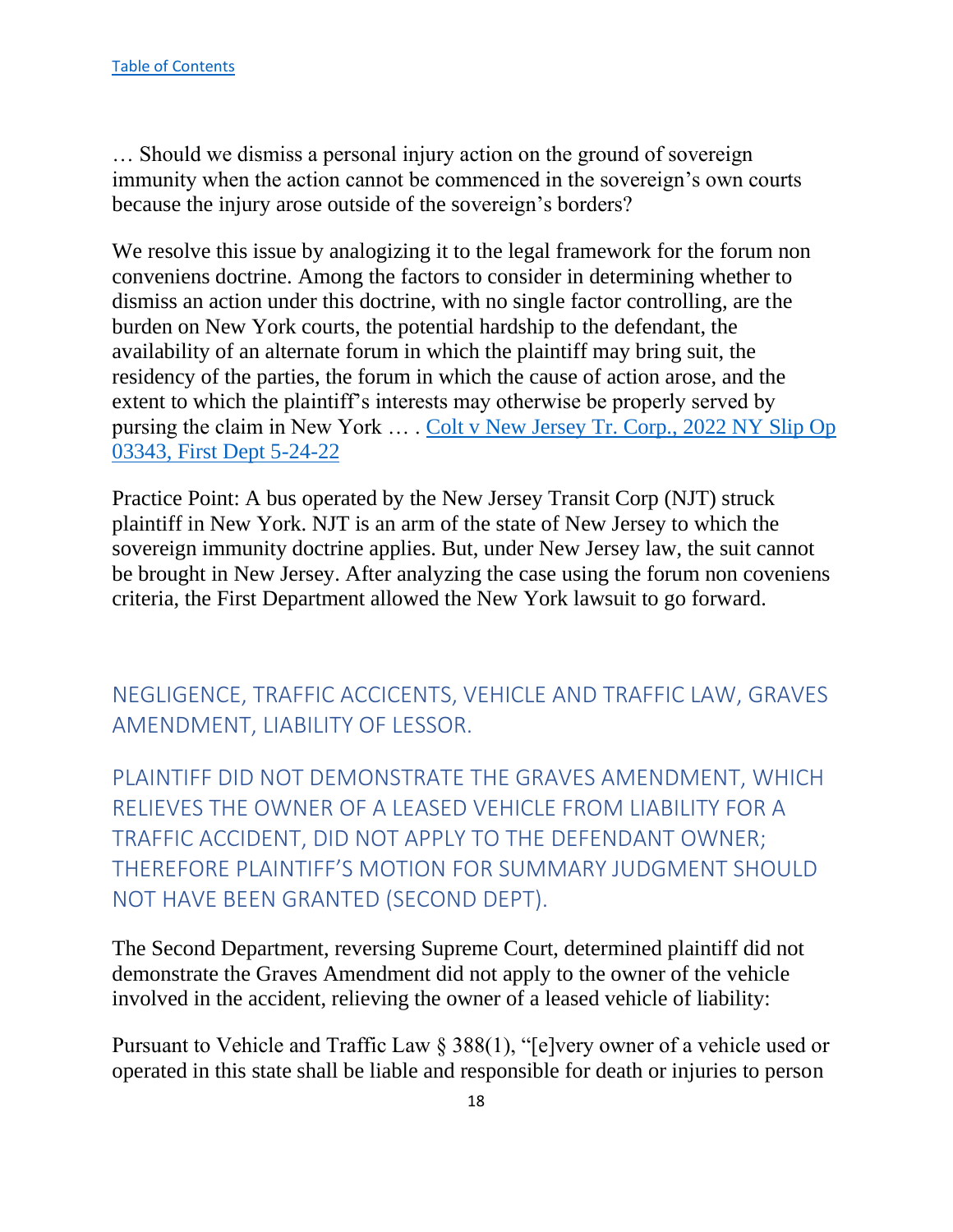… Should we dismiss a personal injury action on the ground of sovereign immunity when the action cannot be commenced in the sovereign's own courts because the injury arose outside of the sovereign's borders?

We resolve this issue by analogizing it to the legal framework for the forum non conveniens doctrine. Among the factors to consider in determining whether to dismiss an action under this doctrine, with no single factor controlling, are the burden on New York courts, the potential hardship to the defendant, the availability of an alternate forum in which the plaintiff may bring suit, the residency of the parties, the forum in which the cause of action arose, and the extent to which the plaintiff's interests may otherwise be properly served by pursing the claim in New York … . [Colt v New Jersey Tr. Corp., 2022 NY Slip Op 03343, First Dept 5-24-22]

Practice Point: A bus operated by the New Jersey Transit Corp (NJT) struck plaintiff in New York. NJT is an arm of the state of New Jersey to which the sovereign immunity doctrine applies. But, under New Jersey law, the suit cannot be brought in New Jersey. After analyzing the case using the forum non coveniens criteria, the First Department allowed the New York lawsuit to go forward.

## NEGLIGENCE, TRAFFIC ACCICENTS, VEHICLE AND TRAFFIC LAW, GRAVES AMENDMENT, LIABILITY OF LESSOR.

## PLAINTIFF DID NOT DEMONSTRATE THE GRAVES AMENDMENT, WHICH RELIEVES THE OWNER OF A LEASED VEHICLE FROM LIABILITY FOR A TRAFFIC ACCIDENT, DID NOT APPLY TO THE DEFENDANT OWNER; THEREFORE PLAINTIFF'S MOTION FOR SUMMARY JUDGMENT SHOULD NOT HAVE BEEN GRANTED (SECOND DEPT).

The Second Department, reversing Supreme Court, determined plaintiff did not demonstrate the Graves Amendment did not apply to the owner of the vehicle involved in the accident, relieving the owner of a leased vehicle of liability:

Pursuant to Vehicle and Traffic Law § 388(1), "[e]very owner of a vehicle used or operated in this state shall be liable and responsible for death or injuries to person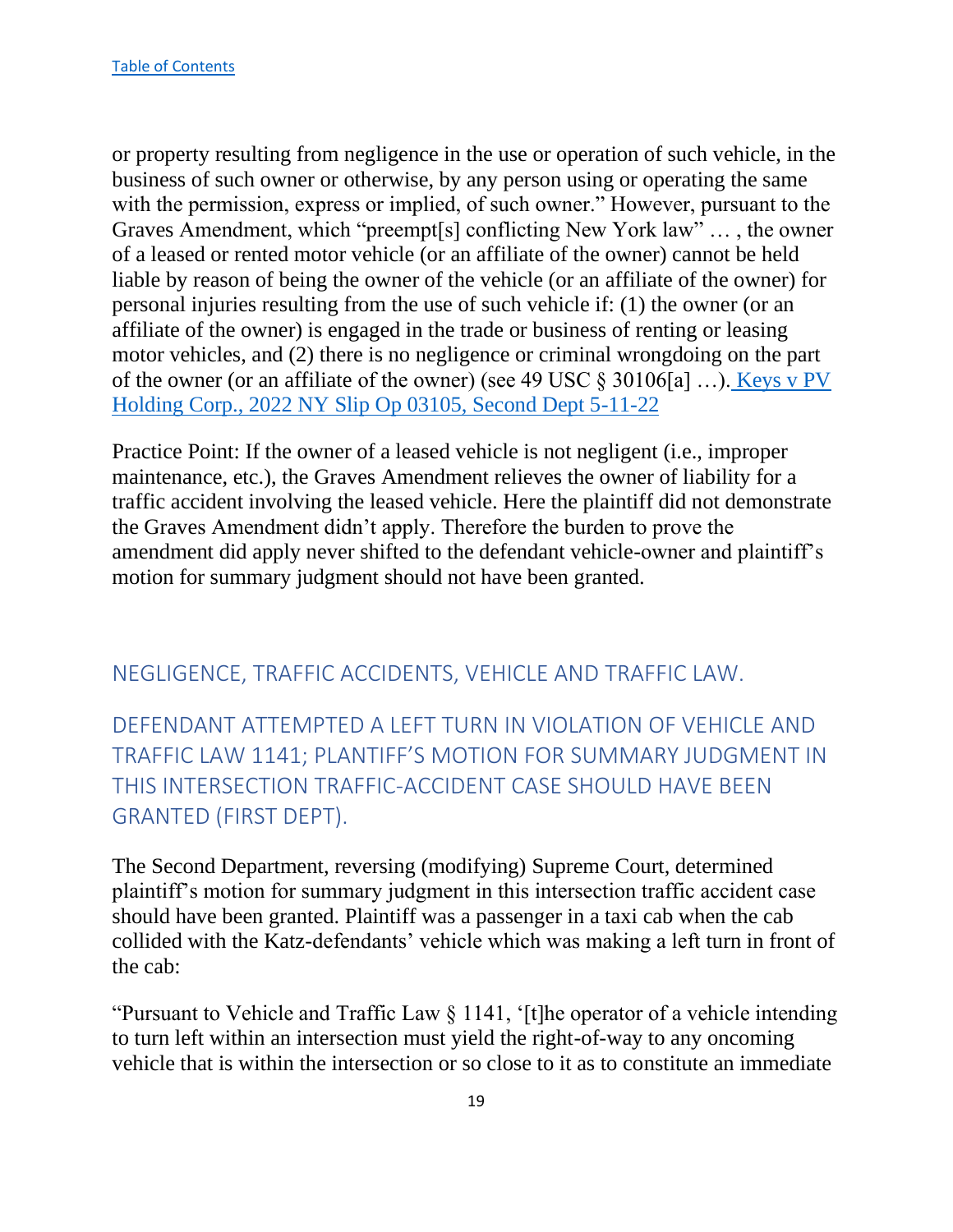or property resulting from negligence in the use or operation of such vehicle, in the business of such owner or otherwise, by any person using or operating the same with the permission, express or implied, of such owner." However, pursuant to the Graves Amendment, which "preempt[s] conflicting New York law" … , the owner of a leased or rented motor vehicle (or an affiliate of the owner) cannot be held liable by reason of being the owner of the vehicle (or an affiliate of the owner) for personal injuries resulting from the use of such vehicle if: (1) the owner (or an affiliate of the owner) is engaged in the trade or business of renting or leasing motor vehicles, and (2) there is no negligence or criminal wrongdoing on the part of the owner (or an affiliate of the owner) (see 49 USC § 30106[a] …). Keys v PV Holding Corp., 2022 NY Slip Op 03105, Second Dept 5-11-22

Practice Point: If the owner of a leased vehicle is not negligent (i.e., improper maintenance, etc.), the Graves Amendment relieves the owner of liability for a traffic accident involving the leased vehicle. Here the plaintiff did not demonstrate the Graves Amendment didn't apply. Therefore the burden to prove the amendment did apply never shifted to the defendant vehicle-owner and plaintiff's motion for summary judgment should not have been granted.

## NEGLIGENCE, TRAFFIC ACCIDENTS, VEHICLE AND TRAFFIC LAW.

## DEFENDANT ATTEMPTED A LEFT TURN IN VIOLATION OF VEHICLE AND TRAFFIC LAW 1141; PLANTIFF'S MOTION FOR SUMMARY JUDGMENT IN THIS INTERSECTION TRAFFIC-ACCIDENT CASE SHOULD HAVE BEEN GRANTED (FIRST DEPT).

The Second Department, reversing (modifying) Supreme Court, determined plaintiff's motion for summary judgment in this intersection traffic accident case should have been granted. Plaintiff was a passenger in a taxi cab when the cab collided with the Katz-defendants' vehicle which was making a left turn in front of the cab:

"Pursuant to Vehicle and Traffic Law § 1141, '[t]he operator of a vehicle intending to turn left within an intersection must yield the right-of-way to any oncoming vehicle that is within the intersection or so close to it as to constitute an immediate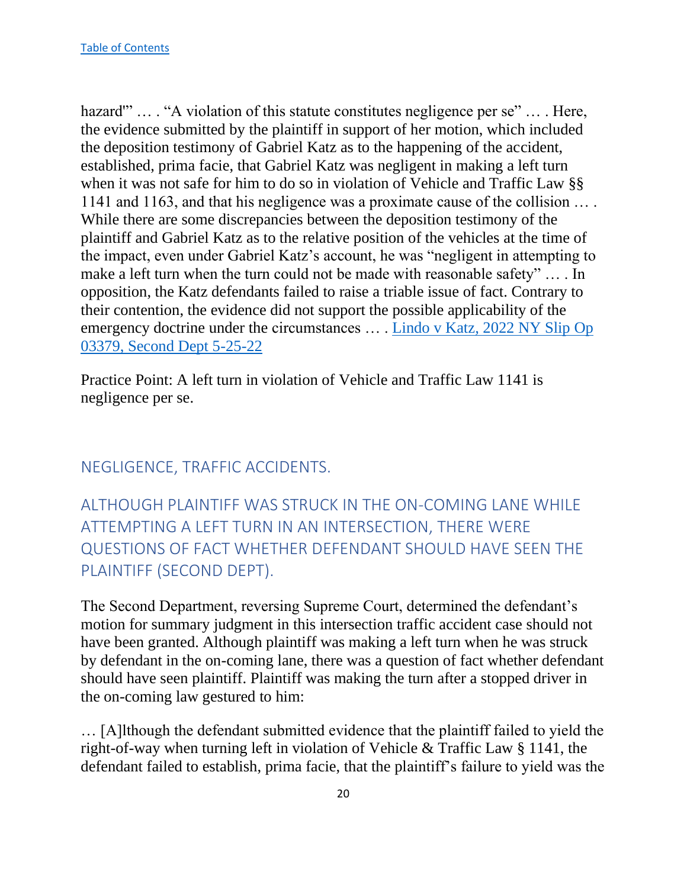hazard'" … . "A violation of this statute constitutes negligence per se" … . Here, the evidence submitted by the plaintiff in support of her motion, which included the deposition testimony of Gabriel Katz as to the happening of the accident, established, prima facie, that Gabriel Katz was negligent in making a left turn when it was not safe for him to do so in violation of Vehicle and Traffic Law §§ 1141 and 1163, and that his negligence was a proximate cause of the collision … . While there are some discrepancies between the deposition testimony of the plaintiff and Gabriel Katz as to the relative position of the vehicles at the time of the impact, even under Gabriel Katz's account, he was "negligent in attempting to make a left turn when the turn could not be made with reasonable safety" … . In opposition, the Katz defendants failed to raise a triable issue of fact. Contrary to their contention, the evidence did not support the possible applicability of the emergency doctrine under the circumstances … . [Lindo v Katz, 2022 NY Slip Op 03379, Second Dept 5-25-22]

Practice Point: A left turn in violation of Vehicle and Traffic Law 1141 is negligence per se.

## NEGLIGENCE, TRAFFIC ACCIDENTS.

## ALTHOUGH PLAINTIFF WAS STRUCK IN THE ON-COMING LANE WHILE ATTEMPTING A LEFT TURN IN AN INTERSECTION, THERE WERE QUESTIONS OF FACT WHETHER DEFENDANT SHOULD HAVE SEEN THE PLAINTIFF (SECOND DEPT).

The Second Department, reversing Supreme Court, determined the defendant's motion for summary judgment in this intersection traffic accident case should not have been granted. Although plaintiff was making a left turn when he was struck by defendant in the on-coming lane, there was a question of fact whether defendant should have seen plaintiff. Plaintiff was making the turn after a stopped driver in the on-coming law gestured to him:

… [A]lthough the defendant submitted evidence that the plaintiff failed to yield the right-of-way when turning left in violation of Vehicle & Traffic Law § 1141, the defendant failed to establish, prima facie, that the plaintiff's failure to yield was the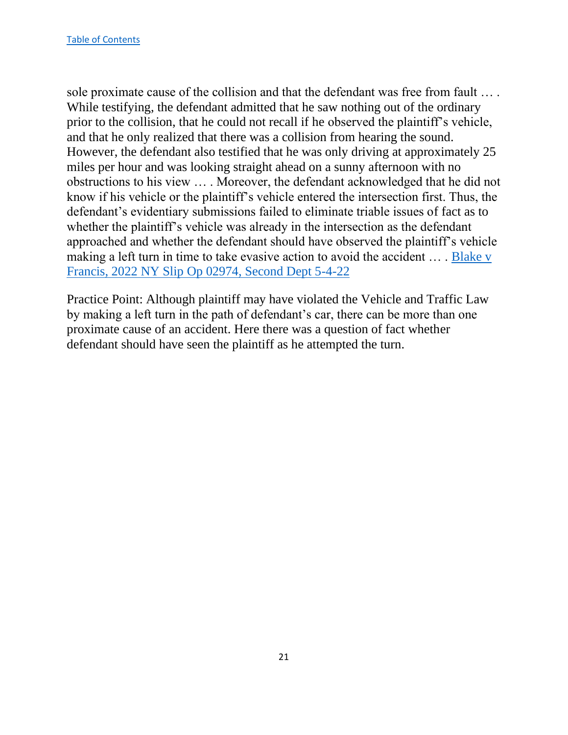sole proximate cause of the collision and that the defendant was free from fault … . While testifying, the defendant admitted that he saw nothing out of the ordinary prior to the collision, that he could not recall if he observed the plaintiff's vehicle, and that he only realized that there was a collision from hearing the sound. However, the defendant also testified that he was only driving at approximately 25 miles per hour and was looking straight ahead on a sunny afternoon with no obstructions to his view … . Moreover, the defendant acknowledged that he did not know if his vehicle or the plaintiff's vehicle entered the intersection first. Thus, the defendant's evidentiary submissions failed to eliminate triable issues of fact as to whether the plaintiff's vehicle was already in the intersection as the defendant approached and whether the defendant should have observed the plaintiff's vehicle making a left turn in time to take evasive action to avoid the accident … . Blake v Francis, 2022 NY Slip Op 02974, Second Dept 5-4-22

Practice Point: Although plaintiff may have violated the Vehicle and Traffic Law by making a left turn in the path of defendant's car, there can be more than one proximate cause of an accident. Here there was a question of fact whether defendant should have seen the plaintiff as he attempted the turn.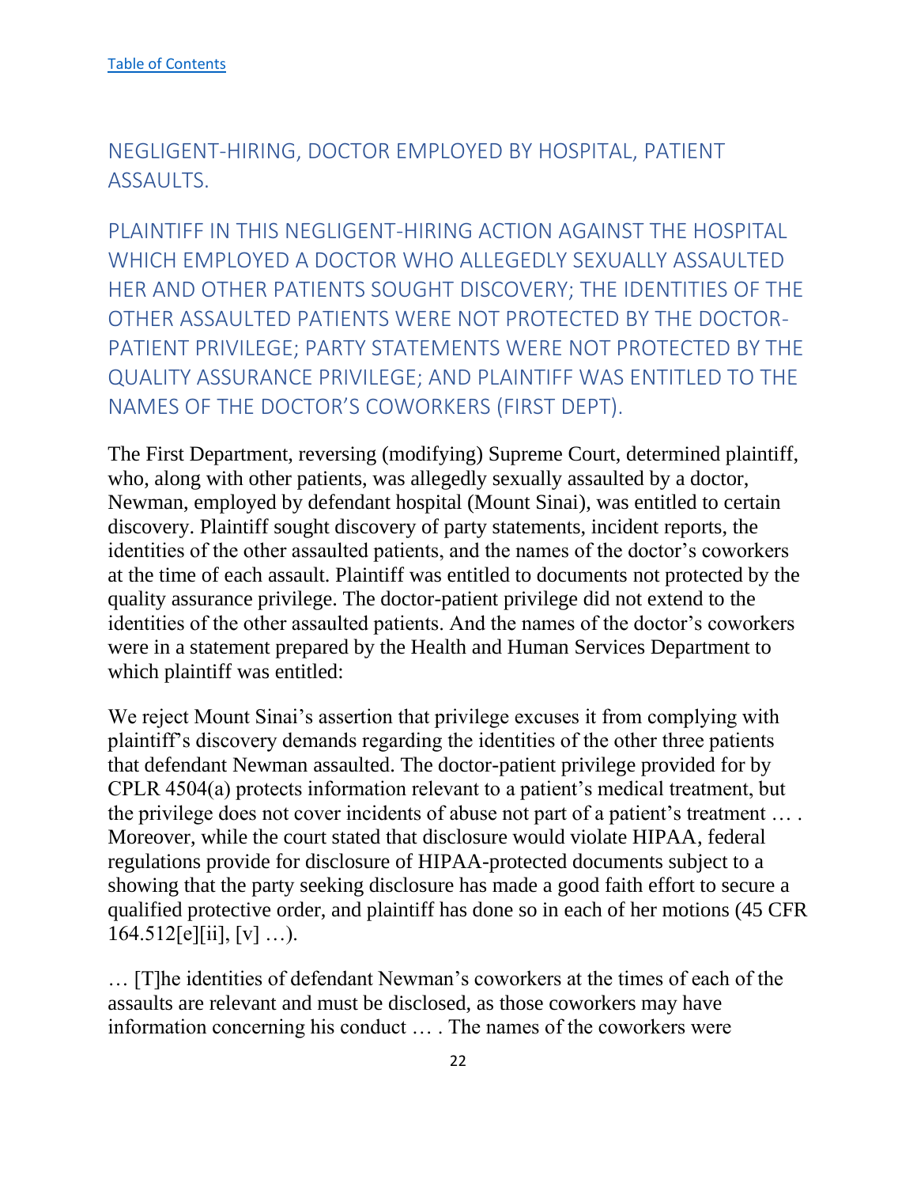[Table of Contents](#)

## NEGLIGENT-HIRING, DOCTOR EMPLOYED BY HOSPITAL, PATIENT ASSAULTS.

### PLAINTIFF IN THIS NEGLIGENT-HIRING ACTION AGAINST THE HOSPITAL WHICH EMPLOYED A DOCTOR WHO ALLEGEDLY SEXUALLY ASSAULTED HER AND OTHER PATIENTS SOUGHT DISCOVERY; THE IDENTITIES OF THE OTHER ASSAULTED PATIENTS WERE NOT PROTECTED BY THE DOCTOR-PATIENT PRIVILEGE; PARTY STATEMENTS WERE NOT PROTECTED BY THE QUALITY ASSURANCE PRIVILEGE; AND PLAINTIFF WAS ENTITLED TO THE NAMES OF THE DOCTOR'S COWORKERS (FIRST DEPT).

The First Department, reversing (modifying) Supreme Court, determined plaintiff, who, along with other patients, was allegedly sexually assaulted by a doctor, Newman, employed by defendant hospital (Mount Sinai), was entitled to certain discovery. Plaintiff sought discovery of party statements, incident reports, the identities of the other assaulted patients, and the names of the doctor's coworkers at the time of each assault. Plaintiff was entitled to documents not protected by the quality assurance privilege. The doctor-patient privilege did not extend to the identities of the other assaulted patients. And the names of the doctor's coworkers were in a statement prepared by the Health and Human Services Department to which plaintiff was entitled:

We reject Mount Sinai's assertion that privilege excuses it from complying with plaintiff's discovery demands regarding the identities of the other three patients that defendant Newman assaulted. The doctor-patient privilege provided for by CPLR 4504(a) protects information relevant to a patient's medical treatment, but the privilege does not cover incidents of abuse not part of a patient's treatment … . Moreover, while the court stated that disclosure would violate HIPAA, federal regulations provide for disclosure of HIPAA-protected documents subject to a showing that the party seeking disclosure has made a good faith effort to secure a qualified protective order, and plaintiff has done so in each of her motions (45 CFR 164.512[e][ii], [v] …).

… [T]he identities of defendant Newman's coworkers at the times of each of the assaults are relevant and must be disclosed, as those coworkers may have information concerning his conduct … . The names of the coworkers were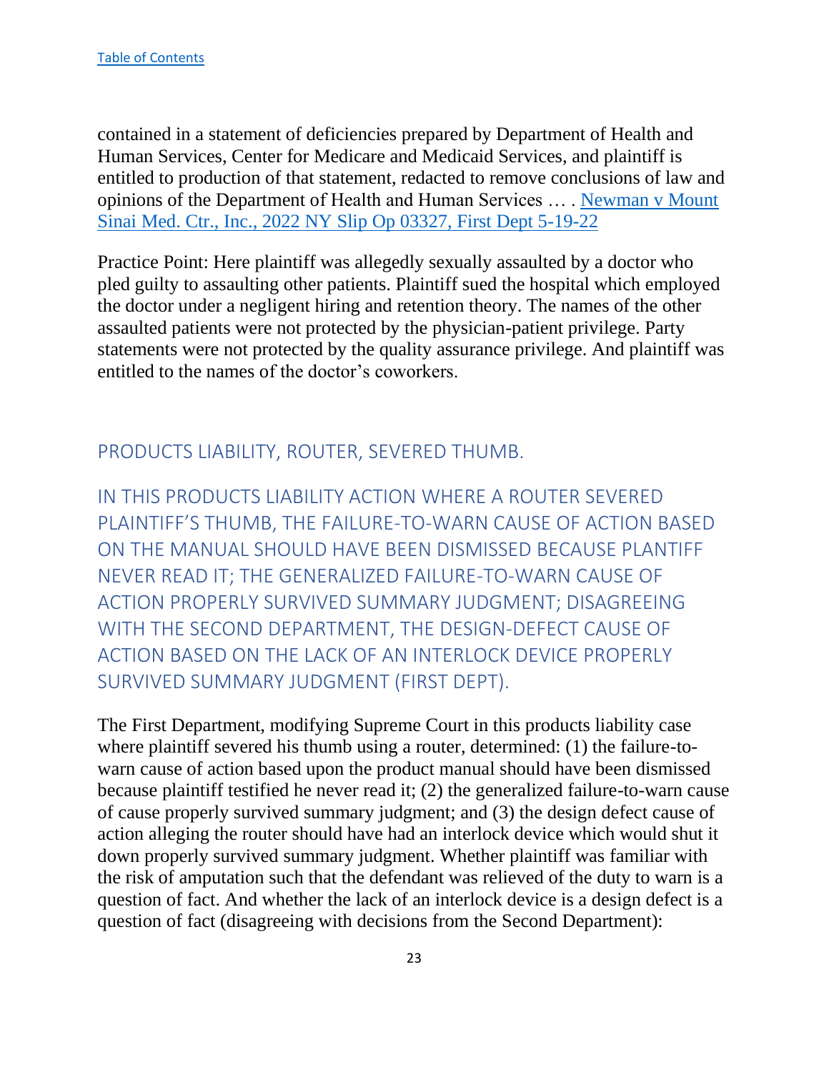contained in a statement of deficiencies prepared by Department of Health and Human Services, Center for Medicare and Medicaid Services, and plaintiff is entitled to production of that statement, redacted to remove conclusions of law and opinions of the Department of Health and Human Services … . [Newman v Mount Sinai Med. Ctr., Inc., 2022 NY Slip Op 03327, First Dept 5-19-22]()

Practice Point: Here plaintiff was allegedly sexually assaulted by a doctor who pled guilty to assaulting other patients. Plaintiff sued the hospital which employed the doctor under a negligent hiring and retention theory. The names of the other assaulted patients were not protected by the physician-patient privilege. Party statements were not protected by the quality assurance privilege. And plaintiff was entitled to the names of the doctor's coworkers.

## PRODUCTS LIABILITY, ROUTER, SEVERED THUMB.

### IN THIS PRODUCTS LIABILITY ACTION WHERE A ROUTER SEVERED PLAINTIFF'S THUMB, THE FAILURE-TO-WARN CAUSE OF ACTION BASED ON THE MANUAL SHOULD HAVE BEEN DISMISSED BECAUSE PLANTIFF NEVER READ IT; THE GENERALIZED FAILURE-TO-WARN CAUSE OF ACTION PROPERLY SURVIVED SUMMARY JUDGMENT; DISAGREEING WITH THE SECOND DEPARTMENT, THE DESIGN-DEFECT CAUSE OF ACTION BASED ON THE LACK OF AN INTERLOCK DEVICE PROPERLY SURVIVED SUMMARY JUDGMENT (FIRST DEPT).

The First Department, modifying Supreme Court in this products liability case where plaintiff severed his thumb using a router, determined: (1) the failure-to-warn cause of action based upon the product manual should have been dismissed because plaintiff testified he never read it; (2) the generalized failure-to-warn cause of cause properly survived summary judgment; and (3) the design defect cause of action alleging the router should have had an interlock device which would shut it down properly survived summary judgment. Whether plaintiff was familiar with the risk of amputation such that the defendant was relieved of the duty to warn is a question of fact. And whether the lack of an interlock device is a design defect is a question of fact (disagreeing with decisions from the Second Department):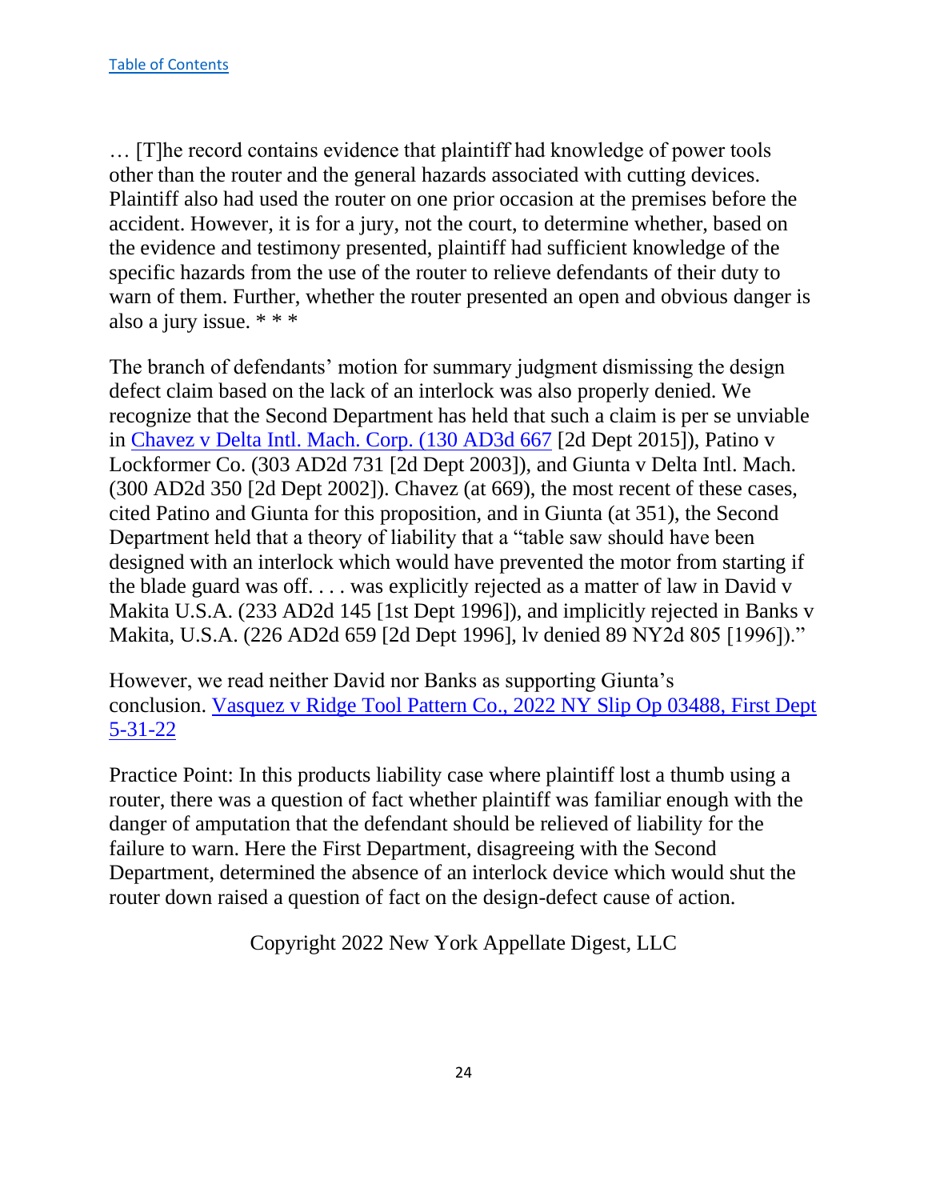… [T]he record contains evidence that plaintiff had knowledge of power tools other than the router and the general hazards associated with cutting devices. Plaintiff also had used the router on one prior occasion at the premises before the accident. However, it is for a jury, not the court, to determine whether, based on the evidence and testimony presented, plaintiff had sufficient knowledge of the specific hazards from the use of the router to relieve defendants of their duty to warn of them. Further, whether the router presented an open and obvious danger is also a jury issue. * * *

The branch of defendants' motion for summary judgment dismissing the design defect claim based on the lack of an interlock was also properly denied. We recognize that the Second Department has held that such a claim is per se unviable in [Chavez v Delta Intl. Mach. Corp. (130 AD3d 667]() [2d Dept 2015]), Patino v Lockformer Co. (303 AD2d 731 [2d Dept 2003]), and Giunta v Delta Intl. Mach. (300 AD2d 350 [2d Dept 2002]). Chavez (at 669), the most recent of these cases, cited Patino and Giunta for this proposition, and in Giunta (at 351), the Second Department held that a theory of liability that a "table saw should have been designed with an interlock which would have prevented the motor from starting if the blade guard was off. . . . was explicitly rejected as a matter of law in David v Makita U.S.A. (233 AD2d 145 [1st Dept 1996]), and implicitly rejected in Banks v Makita, U.S.A. (226 AD2d 659 [2d Dept 1996], lv denied 89 NY2d 805 [1996])."

However, we read neither David nor Banks as supporting Giunta's conclusion. [Vasquez v Ridge Tool Pattern Co., 2022 NY Slip Op 03488, First Dept 5-31-22]()

Practice Point: In this products liability case where plaintiff lost a thumb using a router, there was a question of fact whether plaintiff was familiar enough with the danger of amputation that the defendant should be relieved of liability for the failure to warn. Here the First Department, disagreeing with the Second Department, determined the absence of an interlock device which would shut the router down raised a question of fact on the design-defect cause of action.

Copyright 2022 New York Appellate Digest, LLC